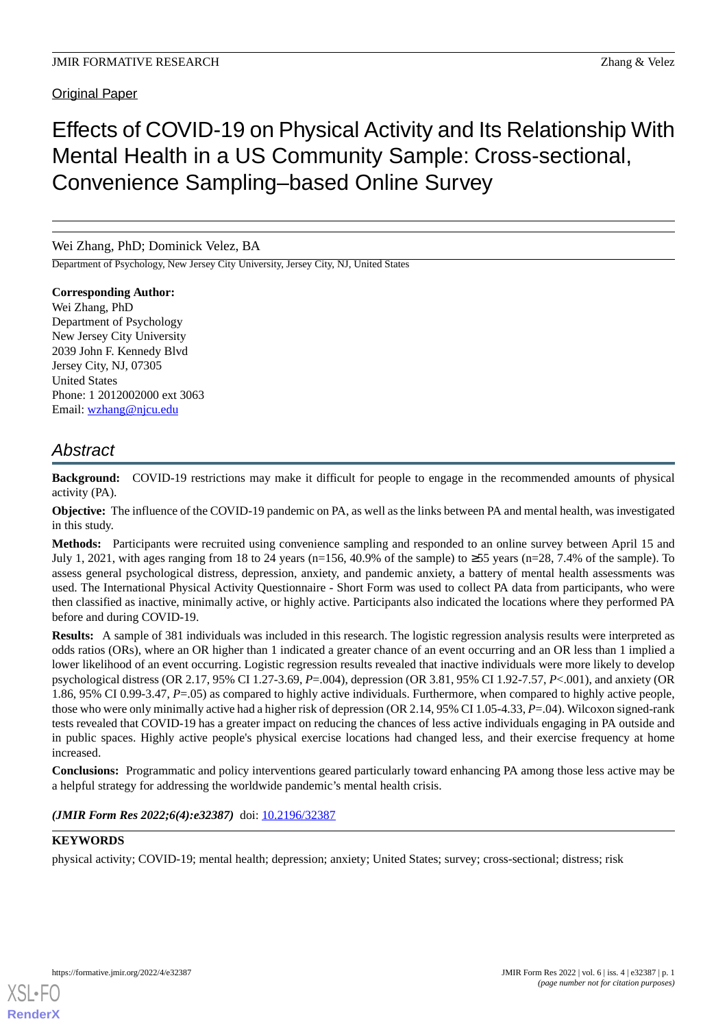Original Paper

# Effects of COVID-19 on Physical Activity and Its Relationship With Mental Health in a US Community Sample: Cross-sectional, Convenience Sampling–based Online Survey

Wei Zhang, PhD; Dominick Velez, BA

Department of Psychology, New Jersey City University, Jersey City, NJ, United States

**Corresponding Author:**
Wei Zhang, PhD
Department of Psychology
New Jersey City University
2039 John F. Kennedy Blvd
Jersey City, NJ, 07305
United States
Phone: 1 2012002000 ext 3063
Email: wzhang@njcu.edu

## Abstract

**Background:** COVID-19 restrictions may make it difficult for people to engage in the recommended amounts of physical activity (PA).

**Objective:** The influence of the COVID-19 pandemic on PA, as well as the links between PA and mental health, was investigated in this study.

**Methods:** Participants were recruited using convenience sampling and responded to an online survey between April 15 and July 1, 2021, with ages ranging from 18 to 24 years (n=156, 40.9% of the sample) to ≥55 years (n=28, 7.4% of the sample). To assess general psychological distress, depression, anxiety, and pandemic anxiety, a battery of mental health assessments was used. The International Physical Activity Questionnaire - Short Form was used to collect PA data from participants, who were then classified as inactive, minimally active, or highly active. Participants also indicated the locations where they performed PA before and during COVID-19.

**Results:** A sample of 381 individuals was included in this research. The logistic regression analysis results were interpreted as odds ratios (ORs), where an OR higher than 1 indicated a greater chance of an event occurring and an OR less than 1 implied a lower likelihood of an event occurring. Logistic regression results revealed that inactive individuals were more likely to develop psychological distress (OR 2.17, 95% CI 1.27-3.69, *P*=.004), depression (OR 3.81, 95% CI 1.92-7.57, *P*<.001), and anxiety (OR 1.86, 95% CI 0.99-3.47, *P*=.05) as compared to highly active individuals. Furthermore, when compared to highly active people, those who were only minimally active had a higher risk of depression (OR 2.14, 95% CI 1.05-4.33, *P*=.04). Wilcoxon signed-rank tests revealed that COVID-19 has a greater impact on reducing the chances of less active individuals engaging in PA outside and in public spaces. Highly active people's physical exercise locations had changed less, and their exercise frequency at home increased.

**Conclusions:** Programmatic and policy interventions geared particularly toward enhancing PA among those less active may be a helpful strategy for addressing the worldwide pandemic's mental health crisis.

***(JMIR Form Res 2022;6(4):e32387)*** doi: 10.2196/32387

**KEYWORDS**

physical activity; COVID-19; mental health; depression; anxiety; United States; survey; cross-sectional; distress; risk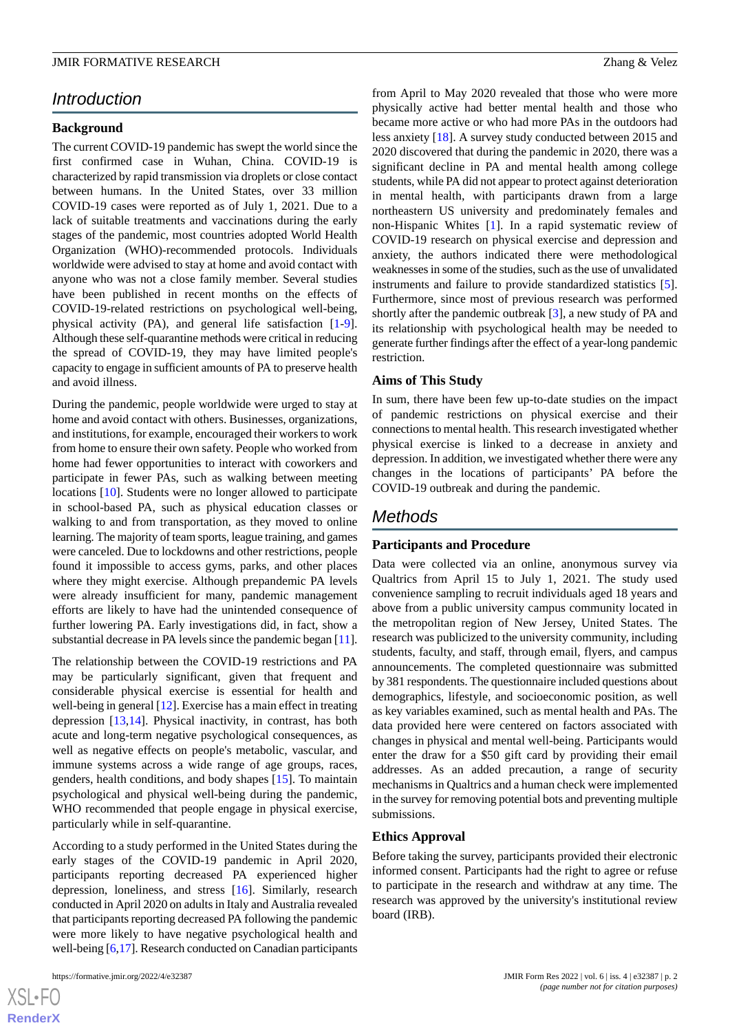## Introduction

### Background

The current COVID-19 pandemic has swept the world since the first confirmed case in Wuhan, China. COVID-19 is characterized by rapid transmission via droplets or close contact between humans. In the United States, over 33 million COVID-19 cases were reported as of July 1, 2021. Due to a lack of suitable treatments and vaccinations during the early stages of the pandemic, most countries adopted World Health Organization (WHO)-recommended protocols. Individuals worldwide were advised to stay at home and avoid contact with anyone who was not a close family member. Several studies have been published in recent months on the effects of COVID-19-related restrictions on psychological well-being, physical activity (PA), and general life satisfaction [1-9]. Although these self-quarantine methods were critical in reducing the spread of COVID-19, they may have limited people's capacity to engage in sufficient amounts of PA to preserve health and avoid illness.

During the pandemic, people worldwide were urged to stay at home and avoid contact with others. Businesses, organizations, and institutions, for example, encouraged their workers to work from home to ensure their own safety. People who worked from home had fewer opportunities to interact with coworkers and participate in fewer PAs, such as walking between meeting locations [10]. Students were no longer allowed to participate in school-based PA, such as physical education classes or walking to and from transportation, as they moved to online learning. The majority of team sports, league training, and games were canceled. Due to lockdowns and other restrictions, people found it impossible to access gyms, parks, and other places where they might exercise. Although prepandemic PA levels were already insufficient for many, pandemic management efforts are likely to have had the unintended consequence of further lowering PA. Early investigations did, in fact, show a substantial decrease in PA levels since the pandemic began [11].

The relationship between the COVID-19 restrictions and PA may be particularly significant, given that frequent and considerable physical exercise is essential for health and well-being in general [12]. Exercise has a main effect in treating depression [13,14]. Physical inactivity, in contrast, has both acute and long-term negative psychological consequences, as well as negative effects on people's metabolic, vascular, and immune systems across a wide range of age groups, races, genders, health conditions, and body shapes [15]. To maintain psychological and physical well-being during the pandemic, WHO recommended that people engage in physical exercise, particularly while in self-quarantine.

According to a study performed in the United States during the early stages of the COVID-19 pandemic in April 2020, participants reporting decreased PA experienced higher depression, loneliness, and stress [16]. Similarly, research conducted in April 2020 on adults in Italy and Australia revealed that participants reporting decreased PA following the pandemic were more likely to have negative psychological health and well-being [6,17]. Research conducted on Canadian participants from April to May 2020 revealed that those who were more physically active had better mental health and those who became more active or who had more PAs in the outdoors had less anxiety [18]. A survey study conducted between 2015 and 2020 discovered that during the pandemic in 2020, there was a significant decline in PA and mental health among college students, while PA did not appear to protect against deterioration in mental health, with participants drawn from a large northeastern US university and predominately females and non-Hispanic Whites [1]. In a rapid systematic review of COVID-19 research on physical exercise and depression and anxiety, the authors indicated there were methodological weaknesses in some of the studies, such as the use of unvalidated instruments and failure to provide standardized statistics [5]. Furthermore, since most of previous research was performed shortly after the pandemic outbreak [3], a new study of PA and its relationship with psychological health may be needed to generate further findings after the effect of a year-long pandemic restriction.

### Aims of This Study

In sum, there have been few up-to-date studies on the impact of pandemic restrictions on physical exercise and their connections to mental health. This research investigated whether physical exercise is linked to a decrease in anxiety and depression. In addition, we investigated whether there were any changes in the locations of participants' PA before the COVID-19 outbreak and during the pandemic.

## Methods

### Participants and Procedure

Data were collected via an online, anonymous survey via Qualtrics from April 15 to July 1, 2021. The study used convenience sampling to recruit individuals aged 18 years and above from a public university campus community located in the metropolitan region of New Jersey, United States. The research was publicized to the university community, including students, faculty, and staff, through email, flyers, and campus announcements. The completed questionnaire was submitted by 381 respondents. The questionnaire included questions about demographics, lifestyle, and socioeconomic position, as well as key variables examined, such as mental health and PAs. The data provided here were centered on factors associated with changes in physical and mental well-being. Participants would enter the draw for a $50 gift card by providing their email addresses. As an added precaution, a range of security mechanisms in Qualtrics and a human check were implemented in the survey for removing potential bots and preventing multiple submissions.

### Ethics Approval

Before taking the survey, participants provided their electronic informed consent. Participants had the right to agree or refuse to participate in the research and withdraw at any time. The research was approved by the university's institutional review board (IRB).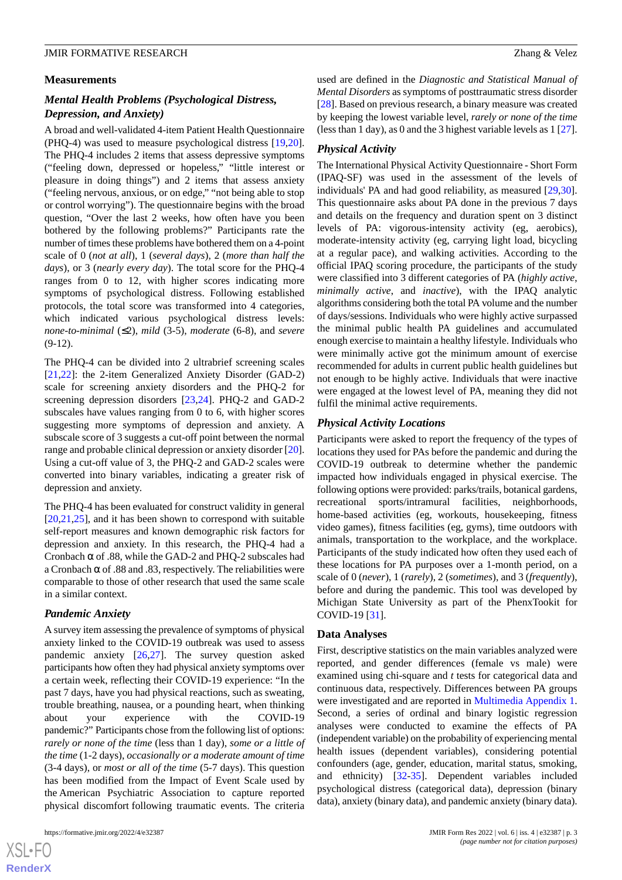## Measurements

### Mental Health Problems (Psychological Distress, Depression, and Anxiety)

A broad and well-validated 4-item Patient Health Questionnaire (PHQ-4) was used to measure psychological distress [19,20]. The PHQ-4 includes 2 items that assess depressive symptoms ("feeling down, depressed or hopeless," "little interest or pleasure in doing things") and 2 items that assess anxiety ("feeling nervous, anxious, or on edge," "not being able to stop or control worrying"). The questionnaire begins with the broad question, "Over the last 2 weeks, how often have you been bothered by the following problems?" Participants rate the number of times these problems have bothered them on a 4-point scale of 0 (*not at all*), 1 (*several days*), 2 (*more than half the days*), or 3 (*nearly every day*). The total score for the PHQ-4 ranges from 0 to 12, with higher scores indicating more symptoms of psychological distress. Following established protocols, the total score was transformed into 4 categories, which indicated various psychological distress levels: *none-to-minimal* (≤2), *mild* (3-5), *moderate* (6-8), and *severe* (9-12).

The PHQ-4 can be divided into 2 ultrabrief screening scales [21,22]: the 2-item Generalized Anxiety Disorder (GAD-2) scale for screening anxiety disorders and the PHQ-2 for screening depression disorders [23,24]. PHQ-2 and GAD-2 subscales have values ranging from 0 to 6, with higher scores suggesting more symptoms of depression and anxiety. A subscale score of 3 suggests a cut-off point between the normal range and probable clinical depression or anxiety disorder [20]. Using a cut-off value of 3, the PHQ-2 and GAD-2 scales were converted into binary variables, indicating a greater risk of depression and anxiety.

The PHQ-4 has been evaluated for construct validity in general [20,21,25], and it has been shown to correspond with suitable self-report measures and known demographic risk factors for depression and anxiety. In this research, the PHQ-4 had a Cronbach α of .88, while the GAD-2 and PHQ-2 subscales had a Cronbach α of .88 and .83, respectively. The reliabilities were comparable to those of other research that used the same scale in a similar context.

### Pandemic Anxiety

A survey item assessing the prevalence of symptoms of physical anxiety linked to the COVID-19 outbreak was used to assess pandemic anxiety [26,27]. The survey question asked participants how often they had physical anxiety symptoms over a certain week, reflecting their COVID-19 experience: "In the past 7 days, have you had physical reactions, such as sweating, trouble breathing, nausea, or a pounding heart, when thinking about your experience with the COVID-19 pandemic?" Participants chose from the following list of options: *rarely or none of the time* (less than 1 day), *some or a little of the time* (1-2 days), *occasionally or a moderate amount of time* (3-4 days), or *most or all of the time* (5-7 days). This question has been modified from the Impact of Event Scale used by the American Psychiatric Association to capture reported physical discomfort following traumatic events. The criteria used are defined in the *Diagnostic and Statistical Manual of Mental Disorders* as symptoms of posttraumatic stress disorder [28]. Based on previous research, a binary measure was created by keeping the lowest variable level, *rarely or none of the time* (less than 1 day), as 0 and the 3 highest variable levels as 1 [27].

### Physical Activity

The International Physical Activity Questionnaire - Short Form (IPAQ-SF) was used in the assessment of the levels of individuals' PA and had good reliability, as measured [29,30]. This questionnaire asks about PA done in the previous 7 days and details on the frequency and duration spent on 3 distinct levels of PA: vigorous-intensity activity (eg, aerobics), moderate-intensity activity (eg, carrying light load, bicycling at a regular pace), and walking activities. According to the official IPAQ scoring procedure, the participants of the study were classified into 3 different categories of PA (*highly active*, *minimally active*, and *inactive*), with the IPAQ analytic algorithms considering both the total PA volume and the number of days/sessions. Individuals who were highly active surpassed the minimal public health PA guidelines and accumulated enough exercise to maintain a healthy lifestyle. Individuals who were minimally active got the minimum amount of exercise recommended for adults in current public health guidelines but not enough to be highly active. Individuals that were inactive were engaged at the lowest level of PA, meaning they did not fulfil the minimal active requirements.

### Physical Activity Locations

Participants were asked to report the frequency of the types of locations they used for PAs before the pandemic and during the COVID-19 outbreak to determine whether the pandemic impacted how individuals engaged in physical exercise. The following options were provided: parks/trails, botanical gardens, recreational sports/intramural facilities, neighborhoods, home-based activities (eg, workouts, housekeeping, fitness video games), fitness facilities (eg, gyms), time outdoors with animals, transportation to the workplace, and the workplace. Participants of the study indicated how often they used each of these locations for PA purposes over a 1-month period, on a scale of 0 (*never*), 1 (*rarely*), 2 (*sometimes*), and 3 (*frequently*), before and during the pandemic. This tool was developed by Michigan State University as part of the PhenxTookit for COVID-19 [31].

## Data Analyses

First, descriptive statistics on the main variables analyzed were reported, and gender differences (female vs male) were examined using chi-square and *t* tests for categorical data and continuous data, respectively. Differences between PA groups were investigated and are reported in Multimedia Appendix 1. Second, a series of ordinal and binary logistic regression analyses were conducted to examine the effects of PA (independent variable) on the probability of experiencing mental health issues (dependent variables), considering potential confounders (age, gender, education, marital status, smoking, and ethnicity) [32-35]. Dependent variables included psychological distress (categorical data), depression (binary data), anxiety (binary data), and pandemic anxiety (binary data).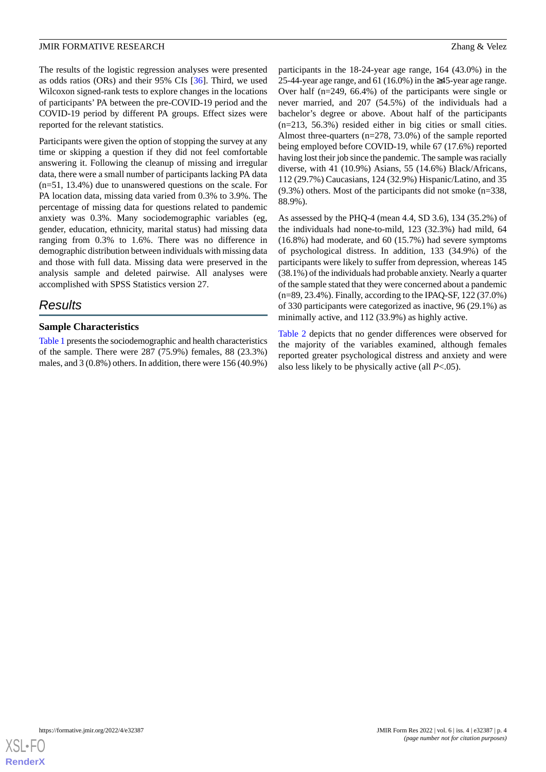The results of the logistic regression analyses were presented as odds ratios (ORs) and their 95% CIs [36]. Third, we used Wilcoxon signed-rank tests to explore changes in the locations of participants' PA between the pre-COVID-19 period and the COVID-19 period by different PA groups. Effect sizes were reported for the relevant statistics.

Participants were given the option of stopping the survey at any time or skipping a question if they did not feel comfortable answering it. Following the cleanup of missing and irregular data, there were a small number of participants lacking PA data (n=51, 13.4%) due to unanswered questions on the scale. For PA location data, missing data varied from 0.3% to 3.9%. The percentage of missing data for questions related to pandemic anxiety was 0.3%. Many sociodemographic variables (eg, gender, education, ethnicity, marital status) had missing data ranging from 0.3% to 1.6%. There was no difference in demographic distribution between individuals with missing data and those with full data. Missing data were preserved in the analysis sample and deleted pairwise. All analyses were accomplished with SPSS Statistics version 27.

## Results

### Sample Characteristics

Table 1 presents the sociodemographic and health characteristics of the sample. There were 287 (75.9%) females, 88 (23.3%) males, and 3 (0.8%) others. In addition, there were 156 (40.9%) participants in the 18-24-year age range, 164 (43.0%) in the 25-44-year age range, and 61 (16.0%) in the ≥45-year age range. Over half (n=249, 66.4%) of the participants were single or never married, and 207 (54.5%) of the individuals had a bachelor's degree or above. About half of the participants (n=213, 56.3%) resided either in big cities or small cities. Almost three-quarters (n=278, 73.0%) of the sample reported being employed before COVID-19, while 67 (17.6%) reported having lost their job since the pandemic. The sample was racially diverse, with 41 (10.9%) Asians, 55 (14.6%) Black/Africans, 112 (29.7%) Caucasians, 124 (32.9%) Hispanic/Latino, and 35 (9.3%) others. Most of the participants did not smoke (n=338, 88.9%).

As assessed by the PHQ-4 (mean 4.4, SD 3.6), 134 (35.2%) of the individuals had none-to-mild, 123 (32.3%) had mild, 64 (16.8%) had moderate, and 60 (15.7%) had severe symptoms of psychological distress. In addition, 133 (34.9%) of the participants were likely to suffer from depression, whereas 145 (38.1%) of the individuals had probable anxiety. Nearly a quarter of the sample stated that they were concerned about a pandemic (n=89, 23.4%). Finally, according to the IPAQ-SF, 122 (37.0%) of 330 participants were categorized as inactive, 96 (29.1%) as minimally active, and 112 (33.9%) as highly active.

Table 2 depicts that no gender differences were observed for the majority of the variables examined, although females reported greater psychological distress and anxiety and were also less likely to be physically active (all $P<.05$).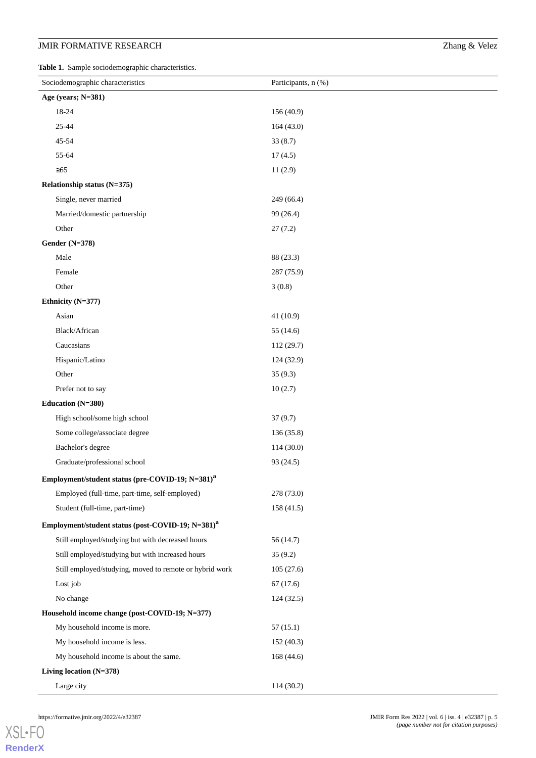**Table 1.** Sample sociodemographic characteristics.

| Sociodemographic characteristics | Participants, n (%) |
|---|---|
| **Age (years; N=381)** | |
| 18-24 | 156 (40.9) |
| 25-44 | 164 (43.0) |
| 45-54 | 33 (8.7) |
| 55-64 | 17 (4.5) |
| ≥65 | 11 (2.9) |
| **Relationship status (N=375)** | |
| Single, never married | 249 (66.4) |
| Married/domestic partnership | 99 (26.4) |
| Other | 27 (7.2) |
| **Gender (N=378)** | |
| Male | 88 (23.3) |
| Female | 287 (75.9) |
| Other | 3 (0.8) |
| **Ethnicity (N=377)** | |
| Asian | 41 (10.9) |
| Black/African | 55 (14.6) |
| Caucasians | 112 (29.7) |
| Hispanic/Latino | 124 (32.9) |
| Other | 35 (9.3) |
| Prefer not to say | 10 (2.7) |
| **Education (N=380)** | |
| High school/some high school | 37 (9.7) |
| Some college/associate degree | 136 (35.8) |
| Bachelor's degree | 114 (30.0) |
| Graduate/professional school | 93 (24.5) |
| **Employment/student status (pre-COVID-19; N=381)[a]** | |
| Employed (full-time, part-time, self-employed) | 278 (73.0) |
| Student (full-time, part-time) | 158 (41.5) |
| **Employment/student status (post-COVID-19; N=381)[a]** | |
| Still employed/studying but with decreased hours | 56 (14.7) |
| Still employed/studying but with increased hours | 35 (9.2) |
| Still employed/studying, moved to remote or hybrid work | 105 (27.6) |
| Lost job | 67 (17.6) |
| No change | 124 (32.5) |
| **Household income change (post-COVID-19; N=377)** | |
| My household income is more. | 57 (15.1) |
| My household income is less. | 152 (40.3) |
| My household income is about the same. | 168 (44.6) |
| **Living location (N=378)** | |
| Large city | 114 (30.2) |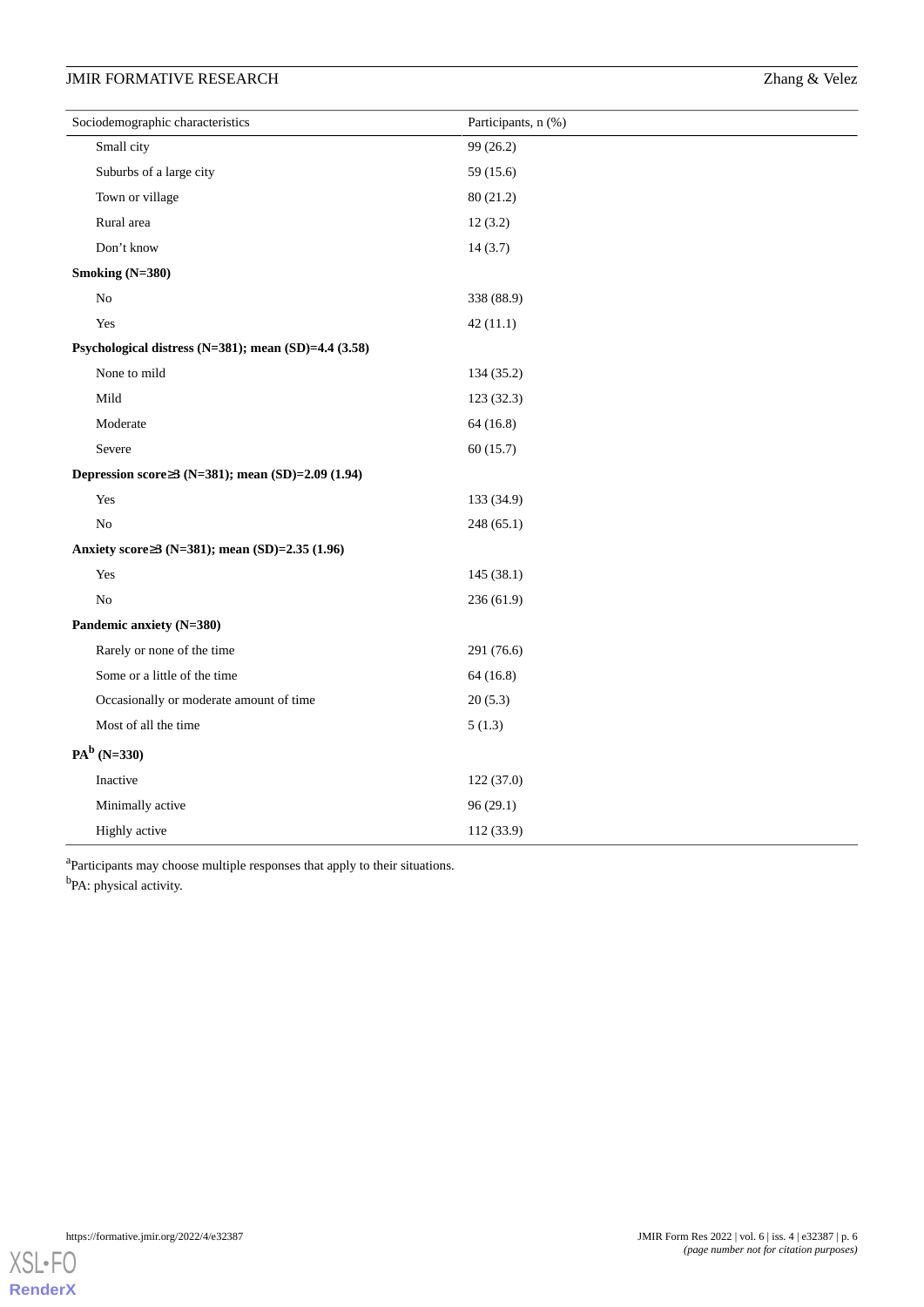| Sociodemographic characteristics | Participants, n (%) |
|---|---|
| Small city | 99 (26.2) |
| Suburbs of a large city | 59 (15.6) |
| Town or village | 80 (21.2) |
| Rural area | 12 (3.2) |
| Don't know | 14 (3.7) |
| **Smoking (N=380)** | |
| No | 338 (88.9) |
| Yes | 42 (11.1) |
| **Psychological distress (N=381); mean (SD)=4.4 (3.58)** | |
| None to mild | 134 (35.2) |
| Mild | 123 (32.3) |
| Moderate | 64 (16.8) |
| Severe | 60 (15.7) |
| **Depression score≥3 (N=381); mean (SD)=2.09 (1.94)** | |
| Yes | 133 (34.9) |
| No | 248 (65.1) |
| **Anxiety score≥3 (N=381); mean (SD)=2.35 (1.96)** | |
| Yes | 145 (38.1) |
| No | 236 (61.9) |
| **Pandemic anxiety (N=380)** | |
| Rarely or none of the time | 291 (76.6) |
| Some or a little of the time | 64 (16.8) |
| Occasionally or moderate amount of time | 20 (5.3) |
| Most of all the time | 5 (1.3) |
| **PA[b] (N=330)** | |
| Inactive | 122 (37.0) |
| Minimally active | 96 (29.1) |
| Highly active | 112 (33.9) |

[a]Participants may choose multiple responses that apply to their situations.

[b]PA: physical activity.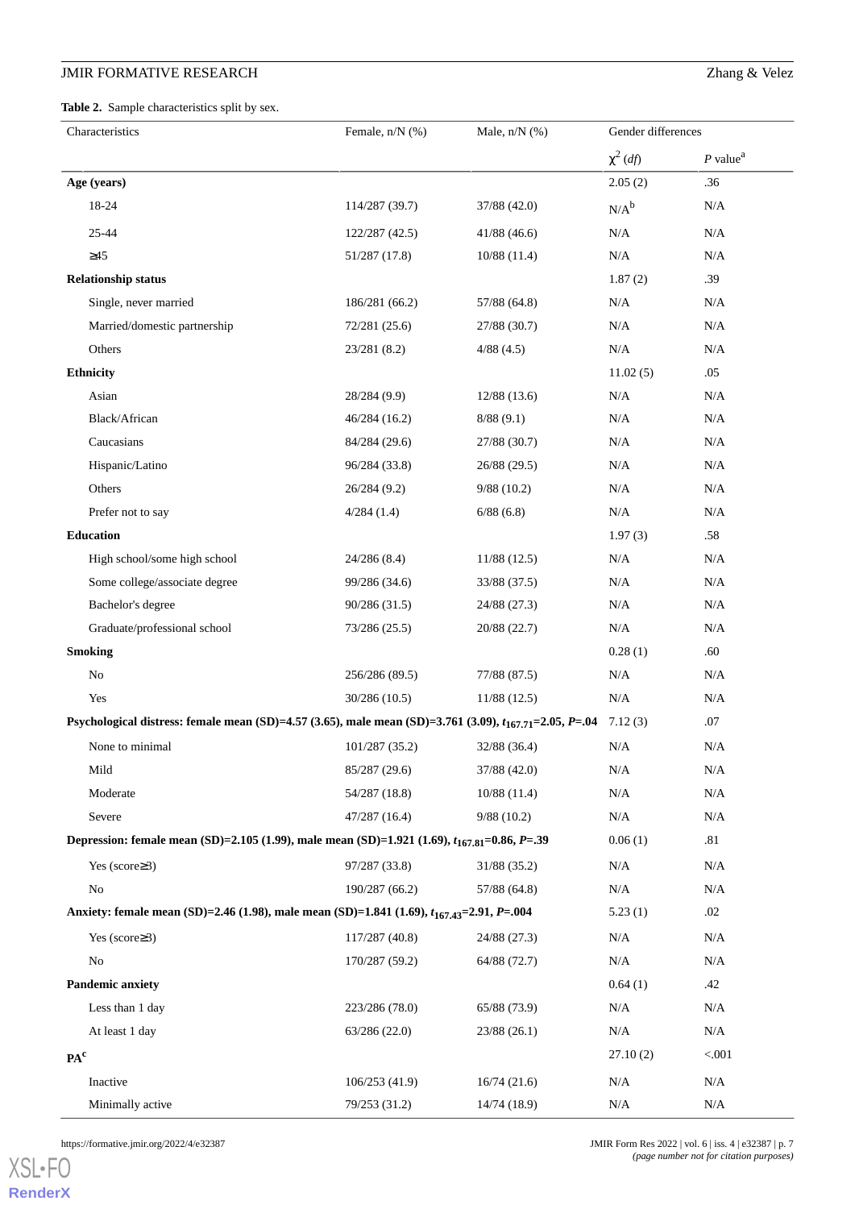**Table 2.** Sample characteristics split by sex.

| Characteristics | Female, n/N (%) | Male, n/N (%) | Gender differences | |
|---|---|---|---|---|
| | | | $\chi^2$ (*df*) | *P* value[a] |
| **Age (years)** | | | 2.05 (2) | .36 |
| 18-24 | 114/287 (39.7) | 37/88 (42.0) | N/A[b] | N/A |
| 25-44 | 122/287 (42.5) | 41/88 (46.6) | N/A | N/A |
| ≥45 | 51/287 (17.8) | 10/88 (11.4) | N/A | N/A |
| **Relationship status** | | | 1.87 (2) | .39 |
| Single, never married | 186/281 (66.2) | 57/88 (64.8) | N/A | N/A |
| Married/domestic partnership | 72/281 (25.6) | 27/88 (30.7) | N/A | N/A |
| Others | 23/281 (8.2) | 4/88 (4.5) | N/A | N/A |
| **Ethnicity** | | | 11.02 (5) | .05 |
| Asian | 28/284 (9.9) | 12/88 (13.6) | N/A | N/A |
| Black/African | 46/284 (16.2) | 8/88 (9.1) | N/A | N/A |
| Caucasians | 84/284 (29.6) | 27/88 (30.7) | N/A | N/A |
| Hispanic/Latino | 96/284 (33.8) | 26/88 (29.5) | N/A | N/A |
| Others | 26/284 (9.2) | 9/88 (10.2) | N/A | N/A |
| Prefer not to say | 4/284 (1.4) | 6/88 (6.8) | N/A | N/A |
| **Education** | | | 1.97 (3) | .58 |
| High school/some high school | 24/286 (8.4) | 11/88 (12.5) | N/A | N/A |
| Some college/associate degree | 99/286 (34.6) | 33/88 (37.5) | N/A | N/A |
| Bachelor's degree | 90/286 (31.5) | 24/88 (27.3) | N/A | N/A |
| Graduate/professional school | 73/286 (25.5) | 20/88 (22.7) | N/A | N/A |
| **Smoking** | | | 0.28 (1) | .60 |
| No | 256/286 (89.5) | 77/88 (87.5) | N/A | N/A |
| Yes | 30/286 (10.5) | 11/88 (12.5) | N/A | N/A |
| **Psychological distress: female mean (SD)=4.57 (3.65), male mean (SD)=3.761 (3.09), $t_{167.71}$=2.05, *P*=.04** | | | 7.12 (3) | .07 |
| None to minimal | 101/287 (35.2) | 32/88 (36.4) | N/A | N/A |
| Mild | 85/287 (29.6) | 37/88 (42.0) | N/A | N/A |
| Moderate | 54/287 (18.8) | 10/88 (11.4) | N/A | N/A |
| Severe | 47/287 (16.4) | 9/88 (10.2) | N/A | N/A |
| **Depression: female mean (SD)=2.105 (1.99), male mean (SD)=1.921 (1.69), $t_{167.81}$=0.86, *P*=.39** | | | 0.06 (1) | .81 |
| Yes (score≥3) | 97/287 (33.8) | 31/88 (35.2) | N/A | N/A |
| No | 190/287 (66.2) | 57/88 (64.8) | N/A | N/A |
| **Anxiety: female mean (SD)=2.46 (1.98), male mean (SD)=1.841 (1.69), $t_{167.43}$=2.91, *P*=.004** | | | 5.23 (1) | .02 |
| Yes (score≥3) | 117/287 (40.8) | 24/88 (27.3) | N/A | N/A |
| No | 170/287 (59.2) | 64/88 (72.7) | N/A | N/A |
| **Pandemic anxiety** | | | 0.64 (1) | .42 |
| Less than 1 day | 223/286 (78.0) | 65/88 (73.9) | N/A | N/A |
| At least 1 day | 63/286 (22.0) | 23/88 (26.1) | N/A | N/A |
| **PA[c]** | | | 27.10 (2) | <.001 |
| Inactive | 106/253 (41.9) | 16/74 (21.6) | N/A | N/A |
| Minimally active | 79/253 (31.2) | 14/74 (18.9) | N/A | N/A |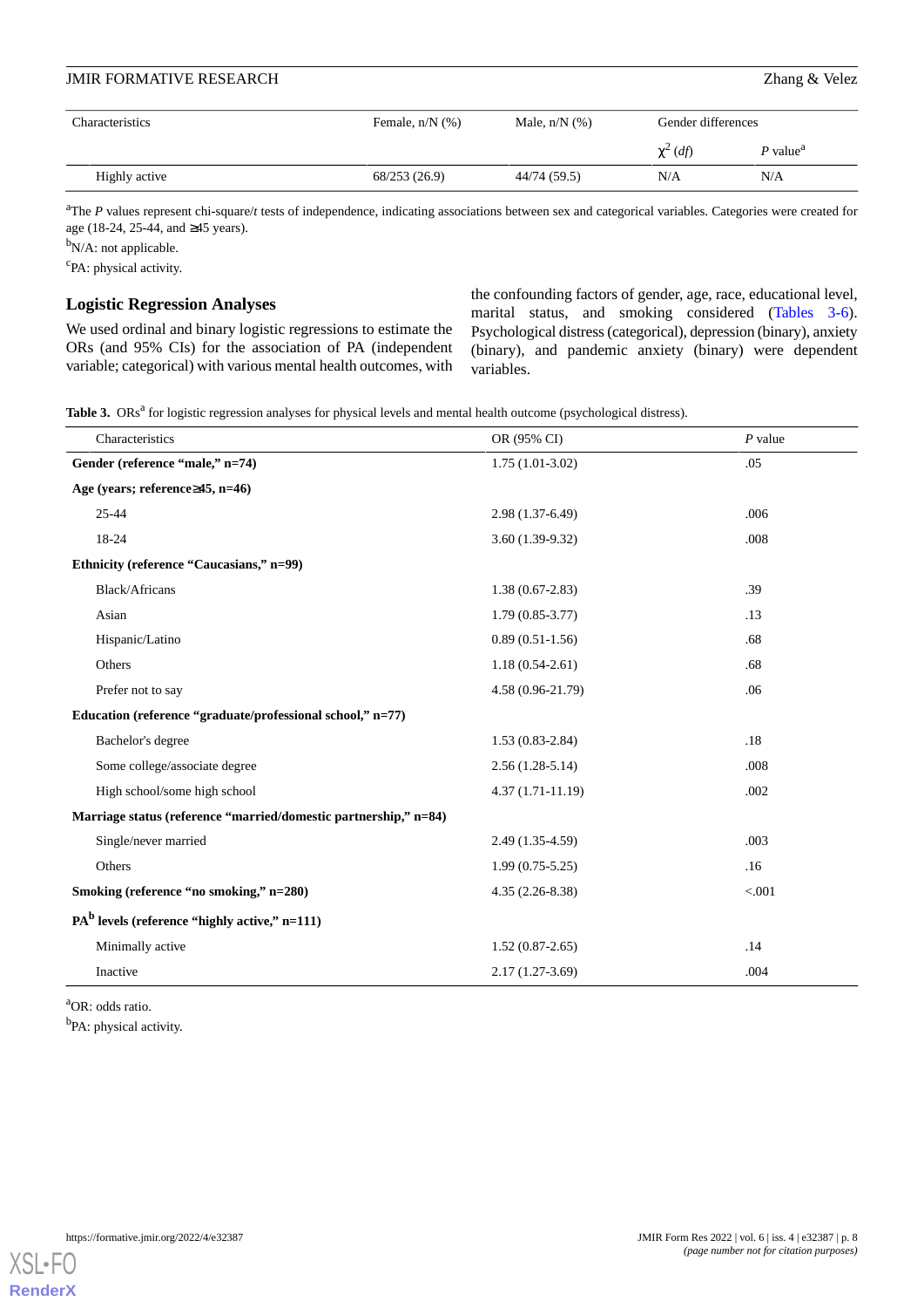| Characteristics | Female, n/N (%) | Male, n/N (%) | Gender differences | |
|---|---|---|---|---|
| | | | $\chi^2$ (*df*) | *P* value[a] |
| Highly active | 68/253 (26.9) | 44/74 (59.5) | N/A | N/A |

[a]The *P* values represent chi-square/*t* tests of independence, indicating associations between sex and categorical variables. Categories were created for age (18-24, 25-44, and ≥45 years).

[b]N/A: not applicable.

[c]PA: physical activity.

## Logistic Regression Analyses

We used ordinal and binary logistic regressions to estimate the ORs (and 95% CIs) for the association of PA (independent variable; categorical) with various mental health outcomes, with the confounding factors of gender, age, race, educational level, marital status, and smoking considered (Tables 3-6). Psychological distress (categorical), depression (binary), anxiety (binary), and pandemic anxiety (binary) were dependent variables.

**Table 3.** ORs[a] for logistic regression analyses for physical levels and mental health outcome (psychological distress).

| Characteristics | OR (95% CI) | *P* value |
|---|---|---|
| **Gender (reference "male," n=74)** | 1.75 (1.01-3.02) | .05 |
| **Age (years; reference≥45, n=46)** | | |
| 25-44 | 2.98 (1.37-6.49) | .006 |
| 18-24 | 3.60 (1.39-9.32) | .008 |
| **Ethnicity (reference "Caucasians," n=99)** | | |
| Black/Africans | 1.38 (0.67-2.83) | .39 |
| Asian | 1.79 (0.85-3.77) | .13 |
| Hispanic/Latino | 0.89 (0.51-1.56) | .68 |
| Others | 1.18 (0.54-2.61) | .68 |
| Prefer not to say | 4.58 (0.96-21.79) | .06 |
| **Education (reference "graduate/professional school," n=77)** | | |
| Bachelor's degree | 1.53 (0.83-2.84) | .18 |
| Some college/associate degree | 2.56 (1.28-5.14) | .008 |
| High school/some high school | 4.37 (1.71-11.19) | .002 |
| **Marriage status (reference "married/domestic partnership," n=84)** | | |
| Single/never married | 2.49 (1.35-4.59) | .003 |
| Others | 1.99 (0.75-5.25) | .16 |
| **Smoking (reference "no smoking," n=280)** | 4.35 (2.26-8.38) | <.001 |
| **PA[b] levels (reference "highly active," n=111)** | | |
| Minimally active | 1.52 (0.87-2.65) | .14 |
| Inactive | 2.17 (1.27-3.69) | .004 |

[a]OR: odds ratio.

[b]PA: physical activity.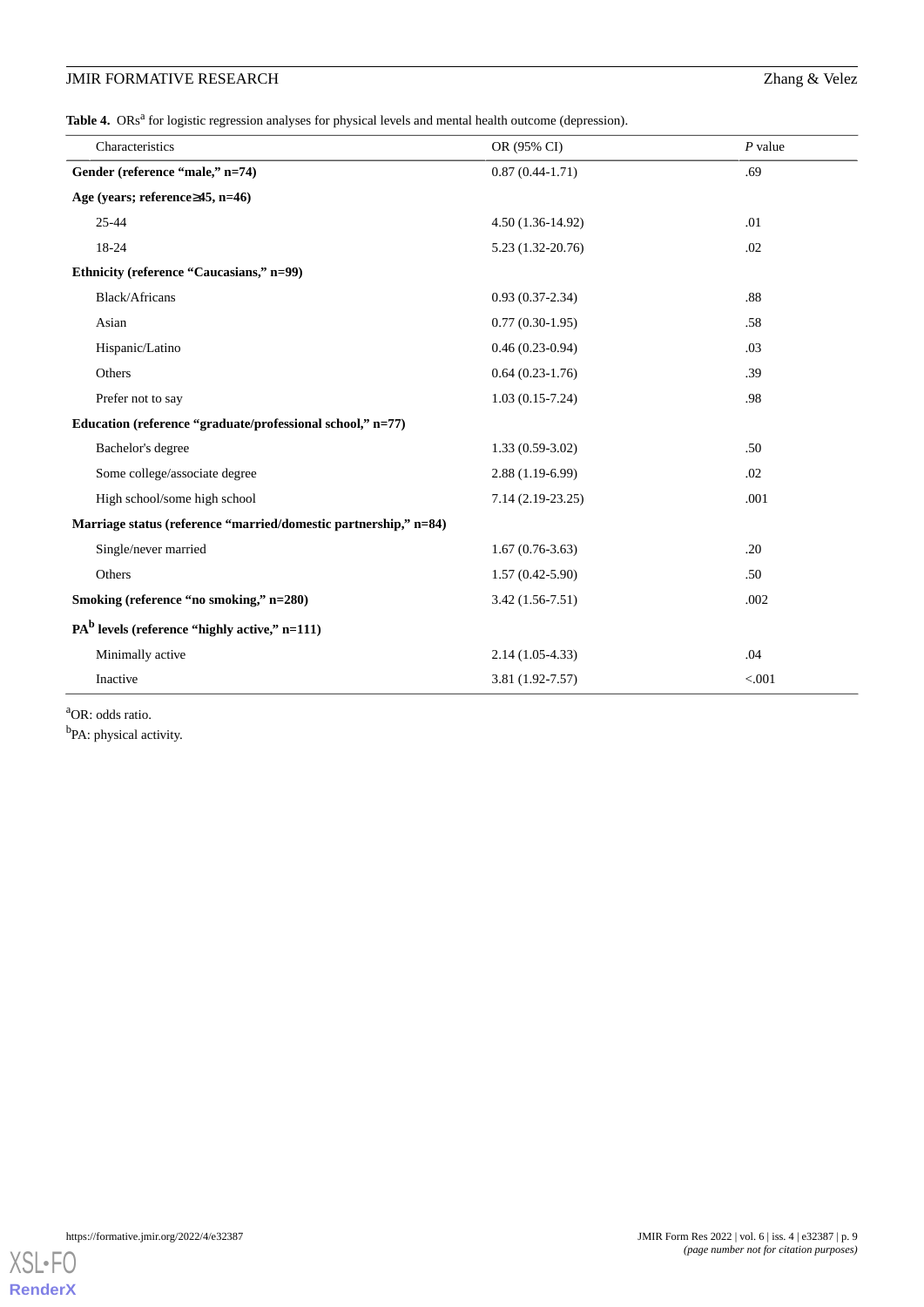**Table 4.** ORs[a] for logistic regression analyses for physical levels and mental health outcome (depression).

| Characteristics | OR (95% CI) | *P* value |
|---|---|---|
| **Gender (reference "male," n=74)** | 0.87 (0.44-1.71) | .69 |
| **Age (years; reference≥45, n=46)** | | |
| 25-44 | 4.50 (1.36-14.92) | .01 |
| 18-24 | 5.23 (1.32-20.76) | .02 |
| **Ethnicity (reference "Caucasians," n=99)** | | |
| Black/Africans | 0.93 (0.37-2.34) | .88 |
| Asian | 0.77 (0.30-1.95) | .58 |
| Hispanic/Latino | 0.46 (0.23-0.94) | .03 |
| Others | 0.64 (0.23-1.76) | .39 |
| Prefer not to say | 1.03 (0.15-7.24) | .98 |
| **Education (reference "graduate/professional school," n=77)** | | |
| Bachelor's degree | 1.33 (0.59-3.02) | .50 |
| Some college/associate degree | 2.88 (1.19-6.99) | .02 |
| High school/some high school | 7.14 (2.19-23.25) | .001 |
| **Marriage status (reference "married/domestic partnership," n=84)** | | |
| Single/never married | 1.67 (0.76-3.63) | .20 |
| Others | 1.57 (0.42-5.90) | .50 |
| **Smoking (reference "no smoking," n=280)** | 3.42 (1.56-7.51) | .002 |
| **PA[b] levels (reference "highly active," n=111)** | | |
| Minimally active | 2.14 (1.05-4.33) | .04 |
| Inactive | 3.81 (1.92-7.57) | <.001 |

[a]OR: odds ratio.

[b]PA: physical activity.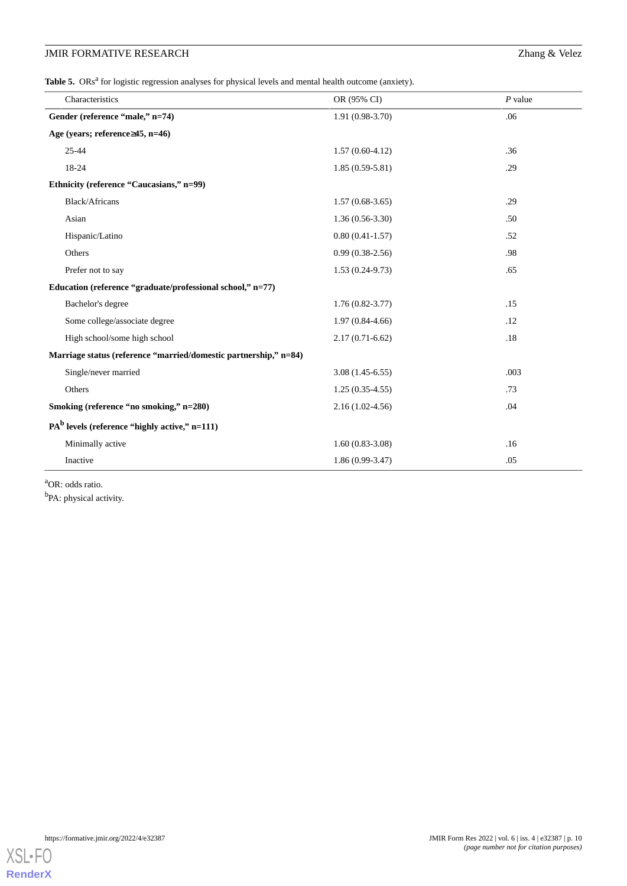**Table 5.** ORs[a] for logistic regression analyses for physical levels and mental health outcome (anxiety).

| Characteristics | OR (95% CI) | *P* value |
|---|---|---|
| **Gender (reference "male," n=74)** | 1.91 (0.98-3.70) | .06 |
| **Age (years; reference≥45, n=46)** | | |
| 25-44 | 1.57 (0.60-4.12) | .36 |
| 18-24 | 1.85 (0.59-5.81) | .29 |
| **Ethnicity (reference "Caucasians," n=99)** | | |
| Black/Africans | 1.57 (0.68-3.65) | .29 |
| Asian | 1.36 (0.56-3.30) | .50 |
| Hispanic/Latino | 0.80 (0.41-1.57) | .52 |
| Others | 0.99 (0.38-2.56) | .98 |
| Prefer not to say | 1.53 (0.24-9.73) | .65 |
| **Education (reference "graduate/professional school," n=77)** | | |
| Bachelor's degree | 1.76 (0.82-3.77) | .15 |
| Some college/associate degree | 1.97 (0.84-4.66) | .12 |
| High school/some high school | 2.17 (0.71-6.62) | .18 |
| **Marriage status (reference "married/domestic partnership," n=84)** | | |
| Single/never married | 3.08 (1.45-6.55) | .003 |
| Others | 1.25 (0.35-4.55) | .73 |
| **Smoking (reference "no smoking," n=280)** | 2.16 (1.02-4.56) | .04 |
| **PA[b] levels (reference "highly active," n=111)** | | |
| Minimally active | 1.60 (0.83-3.08) | .16 |
| Inactive | 1.86 (0.99-3.47) | .05 |

[a]OR: odds ratio.

[b]PA: physical activity.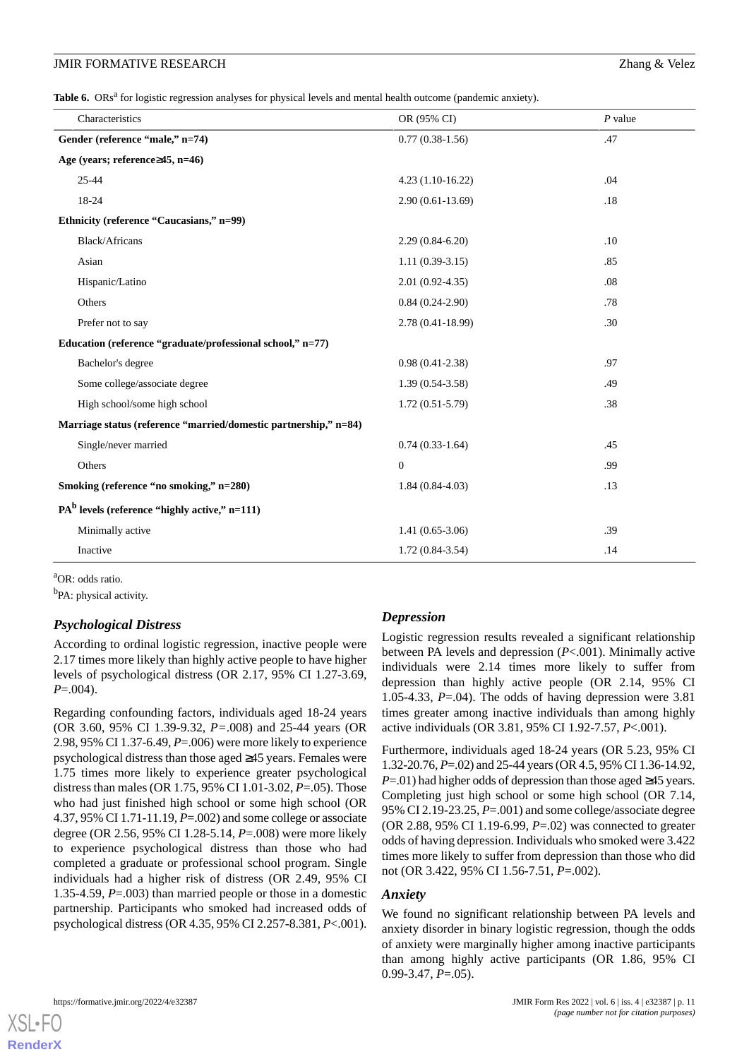**Table 6.** ORs[a] for logistic regression analyses for physical levels and mental health outcome (pandemic anxiety).

| Characteristics | OR (95% CI) | *P* value |
|---|---|---|
| **Gender (reference "male," n=74)** | 0.77 (0.38-1.56) | .47 |
| **Age (years; reference≥45, n=46)** | | |
| 25-44 | 4.23 (1.10-16.22) | .04 |
| 18-24 | 2.90 (0.61-13.69) | .18 |
| **Ethnicity (reference "Caucasians," n=99)** | | |
| Black/Africans | 2.29 (0.84-6.20) | .10 |
| Asian | 1.11 (0.39-3.15) | .85 |
| Hispanic/Latino | 2.01 (0.92-4.35) | .08 |
| Others | 0.84 (0.24-2.90) | .78 |
| Prefer not to say | 2.78 (0.41-18.99) | .30 |
| **Education (reference "graduate/professional school," n=77)** | | |
| Bachelor's degree | 0.98 (0.41-2.38) | .97 |
| Some college/associate degree | 1.39 (0.54-3.58) | .49 |
| High school/some high school | 1.72 (0.51-5.79) | .38 |
| **Marriage status (reference "married/domestic partnership," n=84)** | | |
| Single/never married | 0.74 (0.33-1.64) | .45 |
| Others | 0 | .99 |
| **Smoking (reference "no smoking," n=280)** | 1.84 (0.84-4.03) | .13 |
| **PA[b] levels (reference "highly active," n=111)** | | |
| Minimally active | 1.41 (0.65-3.06) | .39 |
| Inactive | 1.72 (0.84-3.54) | .14 |

[a]OR: odds ratio.

[b]PA: physical activity.

### Psychological Distress

According to ordinal logistic regression, inactive people were 2.17 times more likely than highly active people to have higher levels of psychological distress (OR 2.17, 95% CI 1.27-3.69, *P*=.004).

Regarding confounding factors, individuals aged 18-24 years (OR 3.60, 95% CI 1.39-9.32, *P*=.008) and 25-44 years (OR 2.98, 95% CI 1.37-6.49, *P*=.006) were more likely to experience psychological distress than those aged ≥45 years. Females were 1.75 times more likely to experience greater psychological distress than males (OR 1.75, 95% CI 1.01-3.02, *P*=.05). Those who had just finished high school or some high school (OR 4.37, 95% CI 1.71-11.19, *P*=.002) and some college or associate degree (OR 2.56, 95% CI 1.28-5.14, *P*=.008) were more likely to experience psychological distress than those who had completed a graduate or professional school program. Single individuals had a higher risk of distress (OR 2.49, 95% CI 1.35-4.59, *P*=.003) than married people or those in a domestic partnership. Participants who smoked had increased odds of psychological distress (OR 4.35, 95% CI 2.257-8.381, *P*<.001).

### Depression

Logistic regression results revealed a significant relationship between PA levels and depression (*P*<.001). Minimally active individuals were 2.14 times more likely to suffer from depression than highly active people (OR 2.14, 95% CI 1.05-4.33, *P*=.04). The odds of having depression were 3.81 times greater among inactive individuals than among highly active individuals (OR 3.81, 95% CI 1.92-7.57, *P*<.001).

Furthermore, individuals aged 18-24 years (OR 5.23, 95% CI 1.32-20.76, *P*=.02) and 25-44 years (OR 4.5, 95% CI 1.36-14.92, *P*=.01) had higher odds of depression than those aged ≥45 years. Completing just high school or some high school (OR 7.14, 95% CI 2.19-23.25, *P*=.001) and some college/associate degree (OR 2.88, 95% CI 1.19-6.99, *P*=.02) was connected to greater odds of having depression. Individuals who smoked were 3.422 times more likely to suffer from depression than those who did not (OR 3.422, 95% CI 1.56-7.51, *P*=.002).

### Anxiety

We found no significant relationship between PA levels and anxiety disorder in binary logistic regression, though the odds of anxiety were marginally higher among inactive participants than among highly active participants (OR 1.86, 95% CI 0.99-3.47, *P*=.05).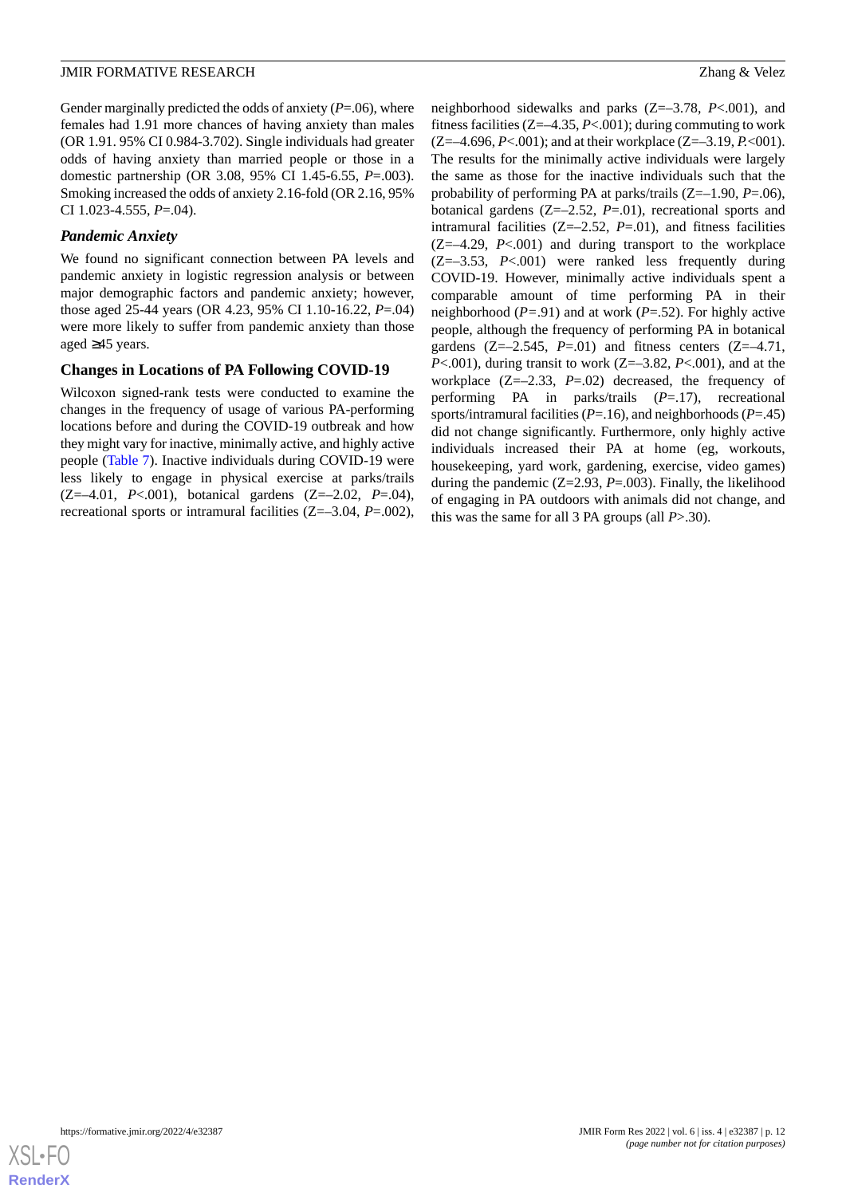Gender marginally predicted the odds of anxiety (*P*=.06), where females had 1.91 more chances of having anxiety than males (OR 1.91. 95% CI 0.984-3.702). Single individuals had greater odds of having anxiety than married people or those in a domestic partnership (OR 3.08, 95% CI 1.45-6.55, *P*=.003). Smoking increased the odds of anxiety 2.16-fold (OR 2.16, 95% CI 1.023-4.555, *P*=.04).

### *Pandemic Anxiety*

We found no significant connection between PA levels and pandemic anxiety in logistic regression analysis or between major demographic factors and pandemic anxiety; however, those aged 25-44 years (OR 4.23, 95% CI 1.10-16.22, *P*=.04) were more likely to suffer from pandemic anxiety than those aged ≥45 years.

## Changes in Locations of PA Following COVID-19

Wilcoxon signed-rank tests were conducted to examine the changes in the frequency of usage of various PA-performing locations before and during the COVID-19 outbreak and how they might vary for inactive, minimally active, and highly active people (Table 7). Inactive individuals during COVID-19 were less likely to engage in physical exercise at parks/trails (Z=–4.01, *P*<.001), botanical gardens (Z=–2.02, *P*=.04), recreational sports or intramural facilities (Z=–3.04, *P*=.002), neighborhood sidewalks and parks (Z=–3.78, *P*<.001), and fitness facilities (Z=–4.35, *P*<.001); during commuting to work (Z=–4.696, *P*<.001); and at their workplace (Z=–3.19, *P*.<001). The results for the minimally active individuals were largely the same as those for the inactive individuals such that the probability of performing PA at parks/trails (Z=–1.90, *P*=.06), botanical gardens (Z=–2.52, *P*=.01), recreational sports and intramural facilities (Z=–2.52, *P*=.01), and fitness facilities (Z=–4.29, *P*<.001) and during transport to the workplace (Z=–3.53, *P*<.001) were ranked less frequently during COVID-19. However, minimally active individuals spent a comparable amount of time performing PA in their neighborhood (*P*=.91) and at work (*P*=.52). For highly active people, although the frequency of performing PA in botanical gardens (Z=–2.545, *P*=.01) and fitness centers (Z=–4.71, *P*<.001), during transit to work (Z=–3.82, *P*<.001), and at the workplace (Z=–2.33, *P*=.02) decreased, the frequency of performing PA in parks/trails (*P*=.17), recreational sports/intramural facilities (*P*=.16), and neighborhoods (*P*=.45) did not change significantly. Furthermore, only highly active individuals increased their PA at home (eg, workouts, housekeeping, yard work, gardening, exercise, video games) during the pandemic (Z=2.93, *P*=.003). Finally, the likelihood of engaging in PA outdoors with animals did not change, and this was the same for all 3 PA groups (all *P*>.30).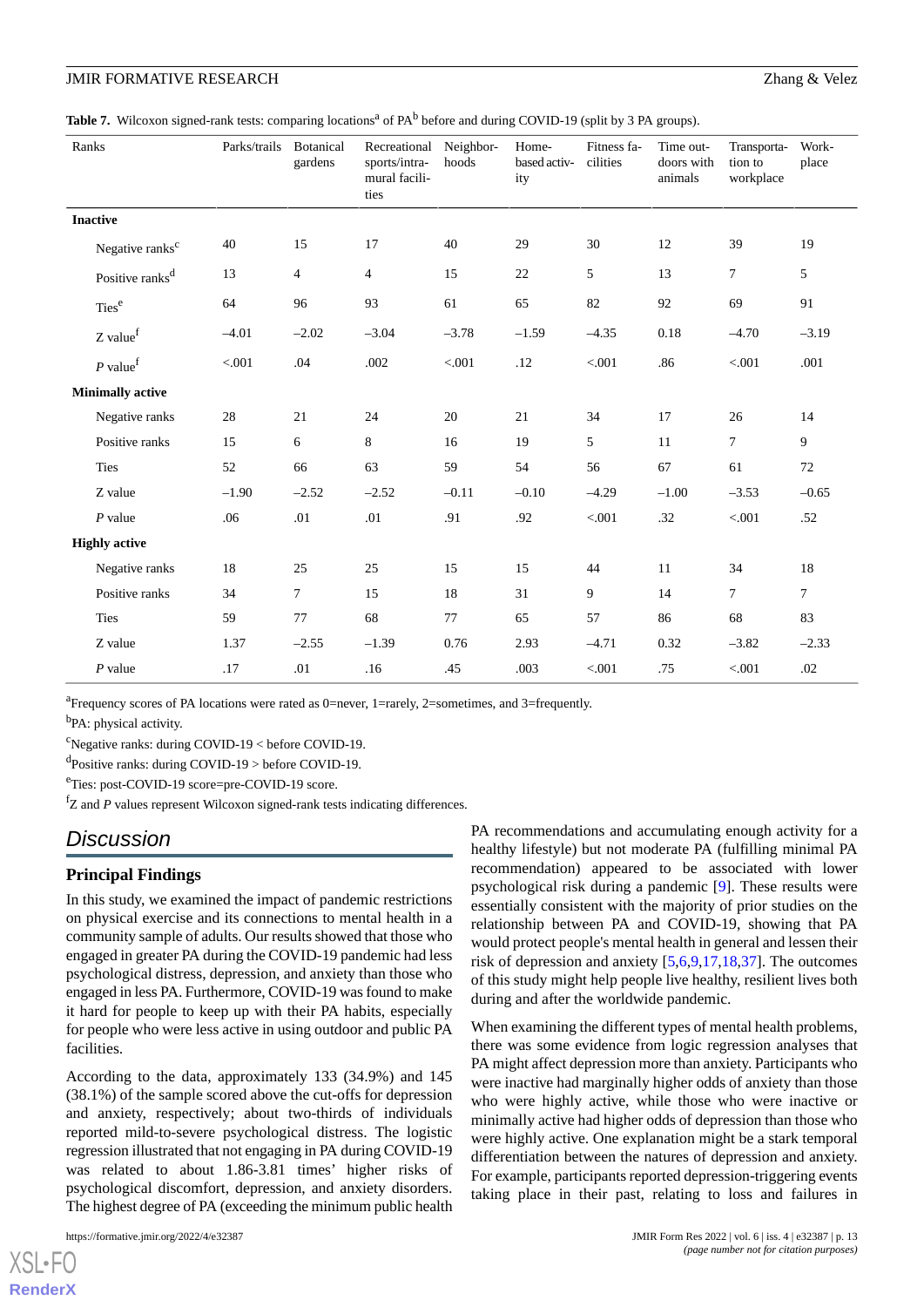**Table 7.** Wilcoxon signed-rank tests: comparing locations[a] of PA[b] before and during COVID-19 (split by 3 PA groups).

| Ranks | Parks/trails | Botanical gardens | Recreational sports/intramural facilities | Neighborhoods | Home-based activity | Fitness facilities | Time outdoors with animals | Transportation to workplace | Workplace |
|---|---|---|---|---|---|---|---|---|---|
| **Inactive** | | | | | | | | | |
| Negative ranks[c] | 40 | 15 | 17 | 40 | 29 | 30 | 12 | 39 | 19 |
| Positive ranks[d] | 13 | 4 | 4 | 15 | 22 | 5 | 13 | 7 | 5 |
| Ties[e] | 64 | 96 | 93 | 61 | 65 | 82 | 92 | 69 | 91 |
| Z value[f] | –4.01 | –2.02 | –3.04 | –3.78 | –1.59 | –4.35 | 0.18 | –4.70 | –3.19 |
| *P* value[f] | <.001 | .04 | .002 | <.001 | .12 | <.001 | .86 | <.001 | .001 |
| **Minimally active** | | | | | | | | | |
| Negative ranks | 28 | 21 | 24 | 20 | 21 | 34 | 17 | 26 | 14 |
| Positive ranks | 15 | 6 | 8 | 16 | 19 | 5 | 11 | 7 | 9 |
| Ties | 52 | 66 | 63 | 59 | 54 | 56 | 67 | 61 | 72 |
| Z value | –1.90 | –2.52 | –2.52 | –0.11 | –0.10 | –4.29 | –1.00 | –3.53 | –0.65 |
| *P* value | .06 | .01 | .01 | .91 | .92 | <.001 | .32 | <.001 | .52 |
| **Highly active** | | | | | | | | | |
| Negative ranks | 18 | 25 | 25 | 15 | 15 | 44 | 11 | 34 | 18 |
| Positive ranks | 34 | 7 | 15 | 18 | 31 | 9 | 14 | 7 | 7 |
| Ties | 59 | 77 | 68 | 77 | 65 | 57 | 86 | 68 | 83 |
| Z value | 1.37 | –2.55 | –1.39 | 0.76 | 2.93 | –4.71 | 0.32 | –3.82 | –2.33 |
| *P* value | .17 | .01 | .16 | .45 | .003 | <.001 | .75 | <.001 | .02 |

[a]Frequency scores of PA locations were rated as 0=never, 1=rarely, 2=sometimes, and 3=frequently.

[b]PA: physical activity.

[c]Negative ranks: during COVID-19 < before COVID-19.

[d]Positive ranks: during COVID-19 > before COVID-19.

[e]Ties: post-COVID-19 score=pre-COVID-19 score.

[f]Z and *P* values represent Wilcoxon signed-rank tests indicating differences.

## Discussion

### Principal Findings

In this study, we examined the impact of pandemic restrictions on physical exercise and its connections to mental health in a community sample of adults. Our results showed that those who engaged in greater PA during the COVID-19 pandemic had less psychological distress, depression, and anxiety than those who engaged in less PA. Furthermore, COVID-19 was found to make it hard for people to keep up with their PA habits, especially for people who were less active in using outdoor and public PA facilities.

According to the data, approximately 133 (34.9%) and 145 (38.1%) of the sample scored above the cut-offs for depression and anxiety, respectively; about two-thirds of individuals reported mild-to-severe psychological distress. The logistic regression illustrated that not engaging in PA during COVID-19 was related to about 1.86-3.81 times' higher risks of psychological discomfort, depression, and anxiety disorders. The highest degree of PA (exceeding the minimum public health PA recommendations and accumulating enough activity for a healthy lifestyle) but not moderate PA (fulfilling minimal PA recommendation) appeared to be associated with lower psychological risk during a pandemic [9]. These results were essentially consistent with the majority of prior studies on the relationship between PA and COVID-19, showing that PA would protect people's mental health in general and lessen their risk of depression and anxiety [5,6,9,17,18,37]. The outcomes of this study might help people live healthy, resilient lives both during and after the worldwide pandemic.

When examining the different types of mental health problems, there was some evidence from logic regression analyses that PA might affect depression more than anxiety. Participants who were inactive had marginally higher odds of anxiety than those who were highly active, while those who were inactive or minimally active had higher odds of depression than those who were highly active. One explanation might be a stark temporal differentiation between the natures of depression and anxiety. For example, participants reported depression-triggering events taking place in their past, relating to loss and failures in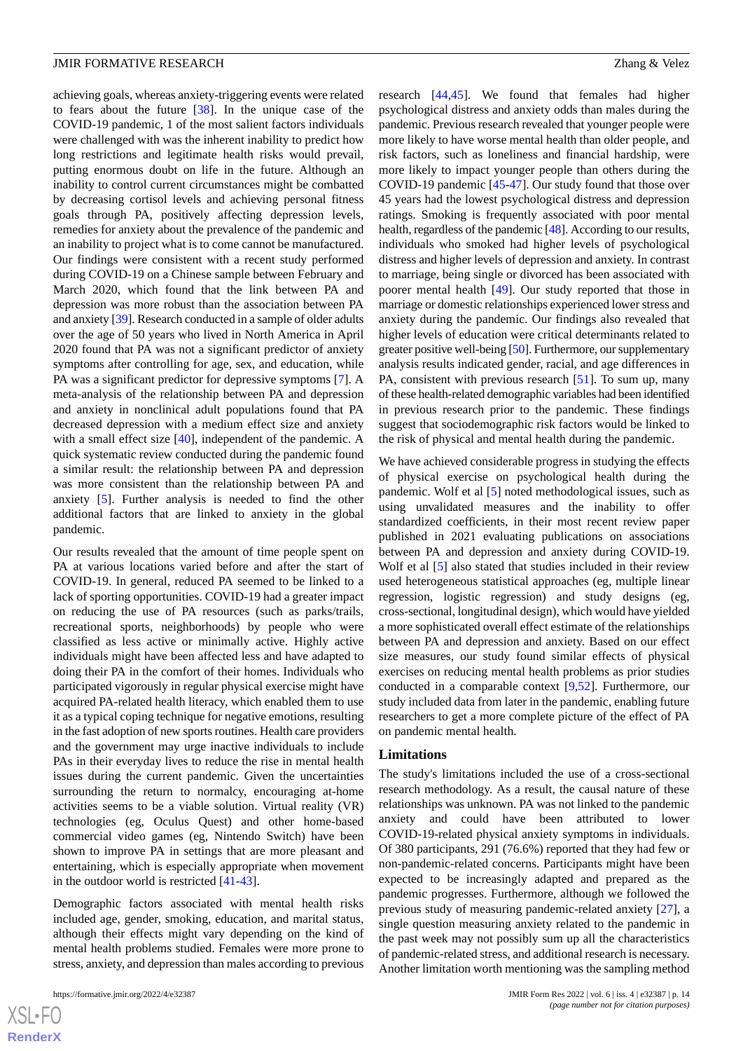achieving goals, whereas anxiety-triggering events were related to fears about the future [38]. In the unique case of the COVID-19 pandemic, 1 of the most salient factors individuals were challenged with was the inherent inability to predict how long restrictions and legitimate health risks would prevail, putting enormous doubt on life in the future. Although an inability to control current circumstances might be combatted by decreasing cortisol levels and achieving personal fitness goals through PA, positively affecting depression levels, remedies for anxiety about the prevalence of the pandemic and an inability to project what is to come cannot be manufactured. Our findings were consistent with a recent study performed during COVID-19 on a Chinese sample between February and March 2020, which found that the link between PA and depression was more robust than the association between PA and anxiety [39]. Research conducted in a sample of older adults over the age of 50 years who lived in North America in April 2020 found that PA was not a significant predictor of anxiety symptoms after controlling for age, sex, and education, while PA was a significant predictor for depressive symptoms [7]. A meta-analysis of the relationship between PA and depression and anxiety in nonclinical adult populations found that PA decreased depression with a medium effect size and anxiety with a small effect size [40], independent of the pandemic. A quick systematic review conducted during the pandemic found a similar result: the relationship between PA and depression was more consistent than the relationship between PA and anxiety [5]. Further analysis is needed to find the other additional factors that are linked to anxiety in the global pandemic.

Our results revealed that the amount of time people spent on PA at various locations varied before and after the start of COVID-19. In general, reduced PA seemed to be linked to a lack of sporting opportunities. COVID-19 had a greater impact on reducing the use of PA resources (such as parks/trails, recreational sports, neighborhoods) by people who were classified as less active or minimally active. Highly active individuals might have been affected less and have adapted to doing their PA in the comfort of their homes. Individuals who participated vigorously in regular physical exercise might have acquired PA-related health literacy, which enabled them to use it as a typical coping technique for negative emotions, resulting in the fast adoption of new sports routines. Health care providers and the government may urge inactive individuals to include PAs in their everyday lives to reduce the rise in mental health issues during the current pandemic. Given the uncertainties surrounding the return to normalcy, encouraging at-home activities seems to be a viable solution. Virtual reality (VR) technologies (eg, Oculus Quest) and other home-based commercial video games (eg, Nintendo Switch) have been shown to improve PA in settings that are more pleasant and entertaining, which is especially appropriate when movement in the outdoor world is restricted [41-43].

Demographic factors associated with mental health risks included age, gender, smoking, education, and marital status, although their effects might vary depending on the kind of mental health problems studied. Females were more prone to stress, anxiety, and depression than males according to previous research [44,45]. We found that females had higher psychological distress and anxiety odds than males during the pandemic. Previous research revealed that younger people were more likely to have worse mental health than older people, and risk factors, such as loneliness and financial hardship, were more likely to impact younger people than others during the COVID-19 pandemic [45-47]. Our study found that those over 45 years had the lowest psychological distress and depression ratings. Smoking is frequently associated with poor mental health, regardless of the pandemic [48]. According to our results, individuals who smoked had higher levels of psychological distress and higher levels of depression and anxiety. In contrast to marriage, being single or divorced has been associated with poorer mental health [49]. Our study reported that those in marriage or domestic relationships experienced lower stress and anxiety during the pandemic. Our findings also revealed that higher levels of education were critical determinants related to greater positive well-being [50]. Furthermore, our supplementary analysis results indicated gender, racial, and age differences in PA, consistent with previous research [51]. To sum up, many of these health-related demographic variables had been identified in previous research prior to the pandemic. These findings suggest that sociodemographic risk factors would be linked to the risk of physical and mental health during the pandemic.

We have achieved considerable progress in studying the effects of physical exercise on psychological health during the pandemic. Wolf et al [5] noted methodological issues, such as using unvalidated measures and the inability to offer standardized coefficients, in their most recent review paper published in 2021 evaluating publications on associations between PA and depression and anxiety during COVID-19. Wolf et al [5] also stated that studies included in their review used heterogeneous statistical approaches (eg, multiple linear regression, logistic regression) and study designs (eg, cross-sectional, longitudinal design), which would have yielded a more sophisticated overall effect estimate of the relationships between PA and depression and anxiety. Based on our effect size measures, our study found similar effects of physical exercises on reducing mental health problems as prior studies conducted in a comparable context [9,52]. Furthermore, our study included data from later in the pandemic, enabling future researchers to get a more complete picture of the effect of PA on pandemic mental health.

### Limitations

The study's limitations included the use of a cross-sectional research methodology. As a result, the causal nature of these relationships was unknown. PA was not linked to the pandemic anxiety and could have been attributed to lower COVID-19-related physical anxiety symptoms in individuals. Of 380 participants, 291 (76.6%) reported that they had few or non-pandemic-related concerns. Participants might have been expected to be increasingly adapted and prepared as the pandemic progresses. Furthermore, although we followed the previous study of measuring pandemic-related anxiety [27], a single question measuring anxiety related to the pandemic in the past week may not possibly sum up all the characteristics of pandemic-related stress, and additional research is necessary. Another limitation worth mentioning was the sampling method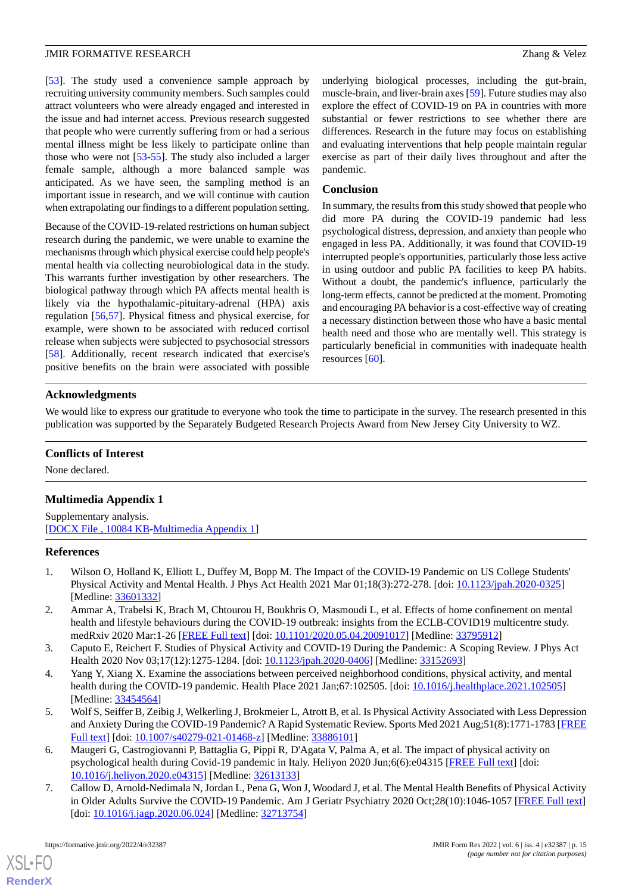[53]. The study used a convenience sample approach by recruiting university community members. Such samples could attract volunteers who were already engaged and interested in the issue and had internet access. Previous research suggested that people who were currently suffering from or had a serious mental illness might be less likely to participate online than those who were not [53-55]. The study also included a larger female sample, although a more balanced sample was anticipated. As we have seen, the sampling method is an important issue in research, and we will continue with caution when extrapolating our findings to a different population setting.

Because of the COVID-19-related restrictions on human subject research during the pandemic, we were unable to examine the mechanisms through which physical exercise could help people's mental health via collecting neurobiological data in the study. This warrants further investigation by other researchers. The biological pathway through which PA affects mental health is likely via the hypothalamic-pituitary-adrenal (HPA) axis regulation [56,57]. Physical fitness and physical exercise, for example, were shown to be associated with reduced cortisol release when subjects were subjected to psychosocial stressors [58]. Additionally, recent research indicated that exercise's positive benefits on the brain were associated with possible underlying biological processes, including the gut-brain, muscle-brain, and liver-brain axes [59]. Future studies may also explore the effect of COVID-19 on PA in countries with more substantial or fewer restrictions to see whether there are differences. Research in the future may focus on establishing and evaluating interventions that help people maintain regular exercise as part of their daily lives throughout and after the pandemic.

## Conclusion

In summary, the results from this study showed that people who did more PA during the COVID-19 pandemic had less psychological distress, depression, and anxiety than people who engaged in less PA. Additionally, it was found that COVID-19 interrupted people's opportunities, particularly those less active in using outdoor and public PA facilities to keep PA habits. Without a doubt, the pandemic's influence, particularly the long-term effects, cannot be predicted at the moment. Promoting and encouraging PA behavior is a cost-effective way of creating a necessary distinction between those who have a basic mental health need and those who are mentally well. This strategy is particularly beneficial in communities with inadequate health resources [60].

## Acknowledgments

We would like to express our gratitude to everyone who took the time to participate in the survey. The research presented in this publication was supported by the Separately Budgeted Research Projects Award from New Jersey City University to WZ.

## Conflicts of Interest

None declared.

## Multimedia Appendix 1

Supplementary analysis.
[DOCX File , 10084 KB-Multimedia Appendix 1]

## References

1. Wilson O, Holland K, Elliott L, Duffey M, Bopp M. The Impact of the COVID-19 Pandemic on US College Students' Physical Activity and Mental Health. J Phys Act Health 2021 Mar 01;18(3):272-278. [doi: 10.1123/jpah.2020-0325] [Medline: 33601332]
2. Ammar A, Trabelsi K, Brach M, Chtourou H, Boukhris O, Masmoudi L, et al. Effects of home confinement on mental health and lifestyle behaviours during the COVID-19 outbreak: insights from the ECLB-COVID19 multicentre study. medRxiv 2020 Mar:1-26 [FREE Full text] [doi: 10.1101/2020.05.04.20091017] [Medline: 33795912]
3. Caputo E, Reichert F. Studies of Physical Activity and COVID-19 During the Pandemic: A Scoping Review. J Phys Act Health 2020 Nov 03;17(12):1275-1284. [doi: 10.1123/jpah.2020-0406] [Medline: 33152693]
4. Yang Y, Xiang X. Examine the associations between perceived neighborhood conditions, physical activity, and mental health during the COVID-19 pandemic. Health Place 2021 Jan;67:102505. [doi: 10.1016/j.healthplace.2021.102505] [Medline: 33454564]
5. Wolf S, Seiffer B, Zeibig J, Welkerling J, Brokmeier L, Atrott B, et al. Is Physical Activity Associated with Less Depression and Anxiety During the COVID-19 Pandemic? A Rapid Systematic Review. Sports Med 2021 Aug;51(8):1771-1783 [FREE Full text] [doi: 10.1007/s40279-021-01468-z] [Medline: 33886101]
6. Maugeri G, Castrogiovanni P, Battaglia G, Pippi R, D'Agata V, Palma A, et al. The impact of physical activity on psychological health during Covid-19 pandemic in Italy. Heliyon 2020 Jun;6(6):e04315 [FREE Full text] [doi: 10.1016/j.heliyon.2020.e04315] [Medline: 32613133]
7. Callow D, Arnold-Nedimala N, Jordan L, Pena G, Won J, Woodard J, et al. The Mental Health Benefits of Physical Activity in Older Adults Survive the COVID-19 Pandemic. Am J Geriatr Psychiatry 2020 Oct;28(10):1046-1057 [FREE Full text] [doi: 10.1016/j.jagp.2020.06.024] [Medline: 32713754]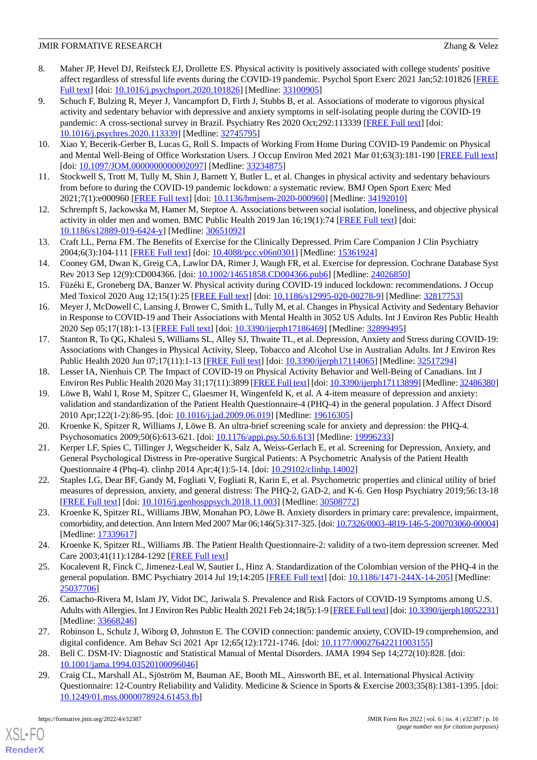8. Maher JP, Hevel DJ, Reifsteck EJ, Drollette ES. Physical activity is positively associated with college students' positive affect regardless of stressful life events during the COVID-19 pandemic. Psychol Sport Exerc 2021 Jan;52:101826 [FREE Full text] [doi: 10.1016/j.psychsport.2020.101826] [Medline: 33100905]
9. Schuch F, Bulzing R, Meyer J, Vancampfort D, Firth J, Stubbs B, et al. Associations of moderate to vigorous physical activity and sedentary behavior with depressive and anxiety symptoms in self-isolating people during the COVID-19 pandemic: A cross-sectional survey in Brazil. Psychiatry Res 2020 Oct;292:113339 [FREE Full text] [doi: 10.1016/j.psychres.2020.113339] [Medline: 32745795]
10. Xiao Y, Becerik-Gerber B, Lucas G, Roll S. Impacts of Working From Home During COVID-19 Pandemic on Physical and Mental Well-Being of Office Workstation Users. J Occup Environ Med 2021 Mar 01;63(3):181-190 [FREE Full text] [doi: 10.1097/JOM.0000000000002097] [Medline: 33234875]
11. Stockwell S, Trott M, Tully M, Shin J, Barnett Y, Butler L, et al. Changes in physical activity and sedentary behaviours from before to during the COVID-19 pandemic lockdown: a systematic review. BMJ Open Sport Exerc Med 2021;7(1):e000960 [FREE Full text] [doi: 10.1136/bmjsem-2020-000960] [Medline: 34192010]
12. Schrempft S, Jackowska M, Hamer M, Steptoe A. Associations between social isolation, loneliness, and objective physical activity in older men and women. BMC Public Health 2019 Jan 16;19(1):74 [FREE Full text] [doi: 10.1186/s12889-019-6424-y] [Medline: 30651092]
13. Craft LL, Perna FM. The Benefits of Exercise for the Clinically Depressed. Prim Care Companion J Clin Psychiatry 2004;6(3):104-111 [FREE Full text] [doi: 10.4088/pcc.v06n0301] [Medline: 15361924]
14. Cooney GM, Dwan K, Greig CA, Lawlor DA, Rimer J, Waugh FR, et al. Exercise for depression. Cochrane Database Syst Rev 2013 Sep 12(9):CD004366. [doi: 10.1002/14651858.CD004366.pub6] [Medline: 24026850]
15. Füzéki E, Groneberg DA, Banzer W. Physical activity during COVID-19 induced lockdown: recommendations. J Occup Med Toxicol 2020 Aug 12;15(1):25 [FREE Full text] [doi: 10.1186/s12995-020-00278-9] [Medline: 32817753]
16. Meyer J, McDowell C, Lansing J, Brower C, Smith L, Tully M, et al. Changes in Physical Activity and Sedentary Behavior in Response to COVID-19 and Their Associations with Mental Health in 3052 US Adults. Int J Environ Res Public Health 2020 Sep 05;17(18):1-13 [FREE Full text] [doi: 10.3390/ijerph17186469] [Medline: 32899495]
17. Stanton R, To QG, Khalesi S, Williams SL, Alley SJ, Thwaite TL, et al. Depression, Anxiety and Stress during COVID-19: Associations with Changes in Physical Activity, Sleep, Tobacco and Alcohol Use in Australian Adults. Int J Environ Res Public Health 2020 Jun 07;17(11):1-13 [FREE Full text] [doi: 10.3390/ijerph17114065] [Medline: 32517294]
18. Lesser IA, Nienhuis CP. The Impact of COVID-19 on Physical Activity Behavior and Well-Being of Canadians. Int J Environ Res Public Health 2020 May 31;17(11):3899 [FREE Full text] [doi: 10.3390/ijerph17113899] [Medline: 32486380]
19. Löwe B, Wahl I, Rose M, Spitzer C, Glaesmer H, Wingenfeld K, et al. A 4-item measure of depression and anxiety: validation and standardization of the Patient Health Questionnaire-4 (PHQ-4) in the general population. J Affect Disord 2010 Apr;122(1-2):86-95. [doi: 10.1016/j.jad.2009.06.019] [Medline: 19616305]
20. Kroenke K, Spitzer R, Williams J, Löwe B. An ultra-brief screening scale for anxiety and depression: the PHQ-4. Psychosomatics 2009;50(6):613-621. [doi: 10.1176/appi.psy.50.6.613] [Medline: 19996233]
21. Kerper LF, Spies C, Tillinger J, Wegscheider K, Salz A, Weiss-Gerlach E, et al. Screening for Depression, Anxiety, and General Psychological Distress in Pre-operative Surgical Patients: A Psychometric Analysis of the Patient Health Questionnaire 4 (Phq-4). clinhp 2014 Apr;4(1):5-14. [doi: 10.29102/clinhp.14002]
22. Staples LG, Dear BF, Gandy M, Fogliati V, Fogliati R, Karin E, et al. Psychometric properties and clinical utility of brief measures of depression, anxiety, and general distress: The PHQ-2, GAD-2, and K-6. Gen Hosp Psychiatry 2019;56:13-18 [FREE Full text] [doi: 10.1016/j.genhosppsych.2018.11.003] [Medline: 30508772]
23. Kroenke K, Spitzer RL, Williams JBW, Monahan PO, Löwe B. Anxiety disorders in primary care: prevalence, impairment, comorbidity, and detection. Ann Intern Med 2007 Mar 06;146(5):317-325. [doi: 10.7326/0003-4819-146-5-200703060-00004] [Medline: 17339617]
24. Kroenke K, Spitzer RL, Williams JB. The Patient Health Questionnaire-2: validity of a two-item depression screener. Med Care 2003;41(11):1284-1292 [FREE Full text]
25. Kocalevent R, Finck C, Jimenez-Leal W, Sautier L, Hinz A. Standardization of the Colombian version of the PHQ-4 in the general population. BMC Psychiatry 2014 Jul 19;14:205 [FREE Full text] [doi: 10.1186/1471-244X-14-205] [Medline: 25037706]
26. Camacho-Rivera M, Islam JY, Vidot DC, Jariwala S. Prevalence and Risk Factors of COVID-19 Symptoms among U.S. Adults with Allergies. Int J Environ Res Public Health 2021 Feb 24;18(5):1-9 [FREE Full text] [doi: 10.3390/ijerph18052231] [Medline: 33668246]
27. Robinson L, Schulz J, Wiborg Ø, Johnston E. The COVID connection: pandemic anxiety, COVID-19 comprehension, and digital confidence. Am Behav Sci 2021 Apr 12;65(12):1721-1746. [doi: 10.1177/00027642211003155]
28. Bell C. DSM-IV: Diagnostic and Statistical Manual of Mental Disorders. JAMA 1994 Sep 14;272(10):828. [doi: 10.1001/jama.1994.03520100096046]
29. Craig CL, Marshall AL, Sjöström M, Bauman AE, Booth ML, Ainsworth BE, et al. International Physical Activity Questionnaire: 12-Country Reliability and Validity. Medicine & Science in Sports & Exercise 2003;35(8):1381-1395. [doi: 10.1249/01.mss.0000078924.61453.fb]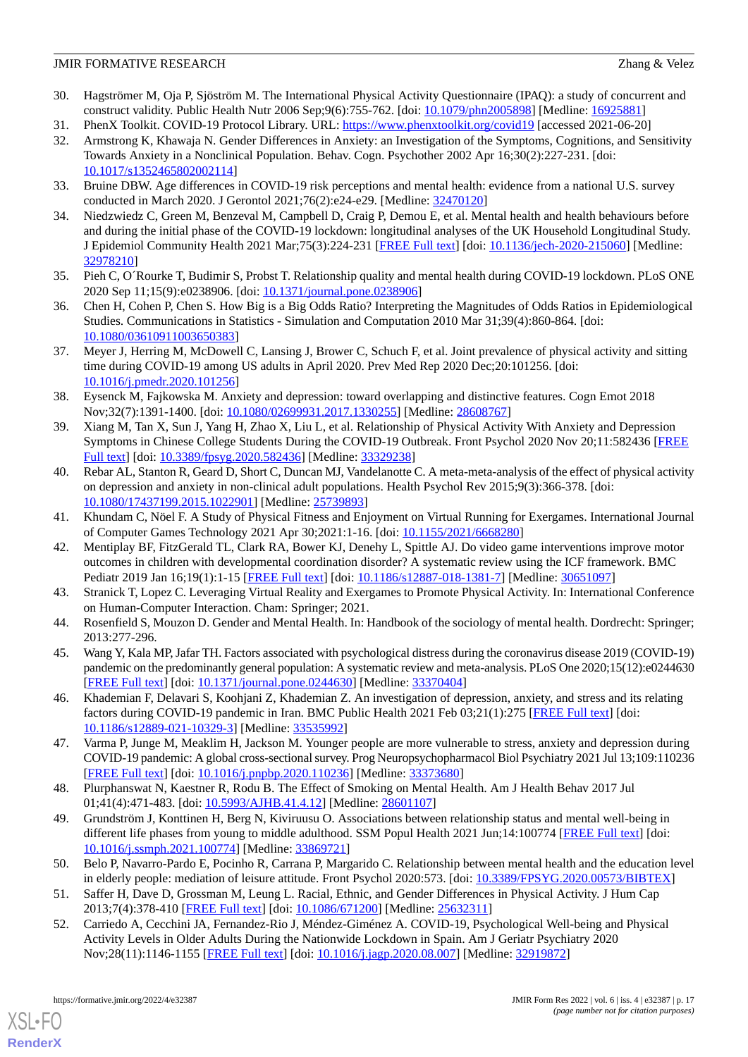30. Hagströmer M, Oja P, Sjöström M. The International Physical Activity Questionnaire (IPAQ): a study of concurrent and construct validity. Public Health Nutr 2006 Sep;9(6):755-762. [doi: 10.1079/phn2005898] [Medline: 16925881]
31. PhenX Toolkit. COVID-19 Protocol Library. URL: https://www.phenxtoolkit.org/covid19 [accessed 2021-06-20]
32. Armstrong K, Khawaja N. Gender Differences in Anxiety: an Investigation of the Symptoms, Cognitions, and Sensitivity Towards Anxiety in a Nonclinical Population. Behav. Cogn. Psychother 2002 Apr 16;30(2):227-231. [doi: 10.1017/s1352465802002114]
33. Bruine DBW. Age differences in COVID-19 risk perceptions and mental health: evidence from a national U.S. survey conducted in March 2020. J Gerontol 2021;76(2):e24-e29. [Medline: 32470120]
34. Niedzwiedz C, Green M, Benzeval M, Campbell D, Craig P, Demou E, et al. Mental health and health behaviours before and during the initial phase of the COVID-19 lockdown: longitudinal analyses of the UK Household Longitudinal Study. J Epidemiol Community Health 2021 Mar;75(3):224-231 [FREE Full text] [doi: 10.1136/jech-2020-215060] [Medline: 32978210]
35. Pieh C, O´Rourke T, Budimir S, Probst T. Relationship quality and mental health during COVID-19 lockdown. PLoS ONE 2020 Sep 11;15(9):e0238906. [doi: 10.1371/journal.pone.0238906]
36. Chen H, Cohen P, Chen S. How Big is a Big Odds Ratio? Interpreting the Magnitudes of Odds Ratios in Epidemiological Studies. Communications in Statistics - Simulation and Computation 2010 Mar 31;39(4):860-864. [doi: 10.1080/03610911003650383]
37. Meyer J, Herring M, McDowell C, Lansing J, Brower C, Schuch F, et al. Joint prevalence of physical activity and sitting time during COVID-19 among US adults in April 2020. Prev Med Rep 2020 Dec;20:101256. [doi: 10.1016/j.pmedr.2020.101256]
38. Eysenck M, Fajkowska M. Anxiety and depression: toward overlapping and distinctive features. Cogn Emot 2018 Nov;32(7):1391-1400. [doi: 10.1080/02699931.2017.1330255] [Medline: 28608767]
39. Xiang M, Tan X, Sun J, Yang H, Zhao X, Liu L, et al. Relationship of Physical Activity With Anxiety and Depression Symptoms in Chinese College Students During the COVID-19 Outbreak. Front Psychol 2020 Nov 20;11:582436 [FREE Full text] [doi: 10.3389/fpsyg.2020.582436] [Medline: 33329238]
40. Rebar AL, Stanton R, Geard D, Short C, Duncan MJ, Vandelanotte C. A meta-meta-analysis of the effect of physical activity on depression and anxiety in non-clinical adult populations. Health Psychol Rev 2015;9(3):366-378. [doi: 10.1080/17437199.2015.1022901] [Medline: 25739893]
41. Khundam C, Nöel F. A Study of Physical Fitness and Enjoyment on Virtual Running for Exergames. International Journal of Computer Games Technology 2021 Apr 30;2021:1-16. [doi: 10.1155/2021/6668280]
42. Mentiplay BF, FitzGerald TL, Clark RA, Bower KJ, Denehy L, Spittle AJ. Do video game interventions improve motor outcomes in children with developmental coordination disorder? A systematic review using the ICF framework. BMC Pediatr 2019 Jan 16;19(1):1-15 [FREE Full text] [doi: 10.1186/s12887-018-1381-7] [Medline: 30651097]
43. Stranick T, Lopez C. Leveraging Virtual Reality and Exergames to Promote Physical Activity. In: International Conference on Human-Computer Interaction. Cham: Springer; 2021.
44. Rosenfield S, Mouzon D. Gender and Mental Health. In: Handbook of the sociology of mental health. Dordrecht: Springer; 2013:277-296.
45. Wang Y, Kala MP, Jafar TH. Factors associated with psychological distress during the coronavirus disease 2019 (COVID-19) pandemic on the predominantly general population: A systematic review and meta-analysis. PLoS One 2020;15(12):e0244630 [FREE Full text] [doi: 10.1371/journal.pone.0244630] [Medline: 33370404]
46. Khademian F, Delavari S, Koohjani Z, Khademian Z. An investigation of depression, anxiety, and stress and its relating factors during COVID-19 pandemic in Iran. BMC Public Health 2021 Feb 03;21(1):275 [FREE Full text] [doi: 10.1186/s12889-021-10329-3] [Medline: 33535992]
47. Varma P, Junge M, Meaklim H, Jackson M. Younger people are more vulnerable to stress, anxiety and depression during COVID-19 pandemic: A global cross-sectional survey. Prog Neuropsychopharmacol Biol Psychiatry 2021 Jul 13;109:110236 [FREE Full text] [doi: 10.1016/j.pnpbp.2020.110236] [Medline: 33373680]
48. Plurphanswat N, Kaestner R, Rodu B. The Effect of Smoking on Mental Health. Am J Health Behav 2017 Jul 01;41(4):471-483. [doi: 10.5993/AJHB.41.4.12] [Medline: 28601107]
49. Grundström J, Konttinen H, Berg N, Kiviruusu O. Associations between relationship status and mental well-being in different life phases from young to middle adulthood. SSM Popul Health 2021 Jun;14:100774 [FREE Full text] [doi: 10.1016/j.ssmph.2021.100774] [Medline: 33869721]
50. Belo P, Navarro-Pardo E, Pocinho R, Carrana P, Margarido C. Relationship between mental health and the education level in elderly people: mediation of leisure attitude. Front Psychol 2020:573. [doi: 10.3389/FPSYG.2020.00573/BIBTEX]
51. Saffer H, Dave D, Grossman M, Leung L. Racial, Ethnic, and Gender Differences in Physical Activity. J Hum Cap 2013;7(4):378-410 [FREE Full text] [doi: 10.1086/671200] [Medline: 25632311]
52. Carriedo A, Cecchini JA, Fernandez-Rio J, Méndez-Giménez A. COVID-19, Psychological Well-being and Physical Activity Levels in Older Adults During the Nationwide Lockdown in Spain. Am J Geriatr Psychiatry 2020 Nov;28(11):1146-1155 [FREE Full text] [doi: 10.1016/j.jagp.2020.08.007] [Medline: 32919872]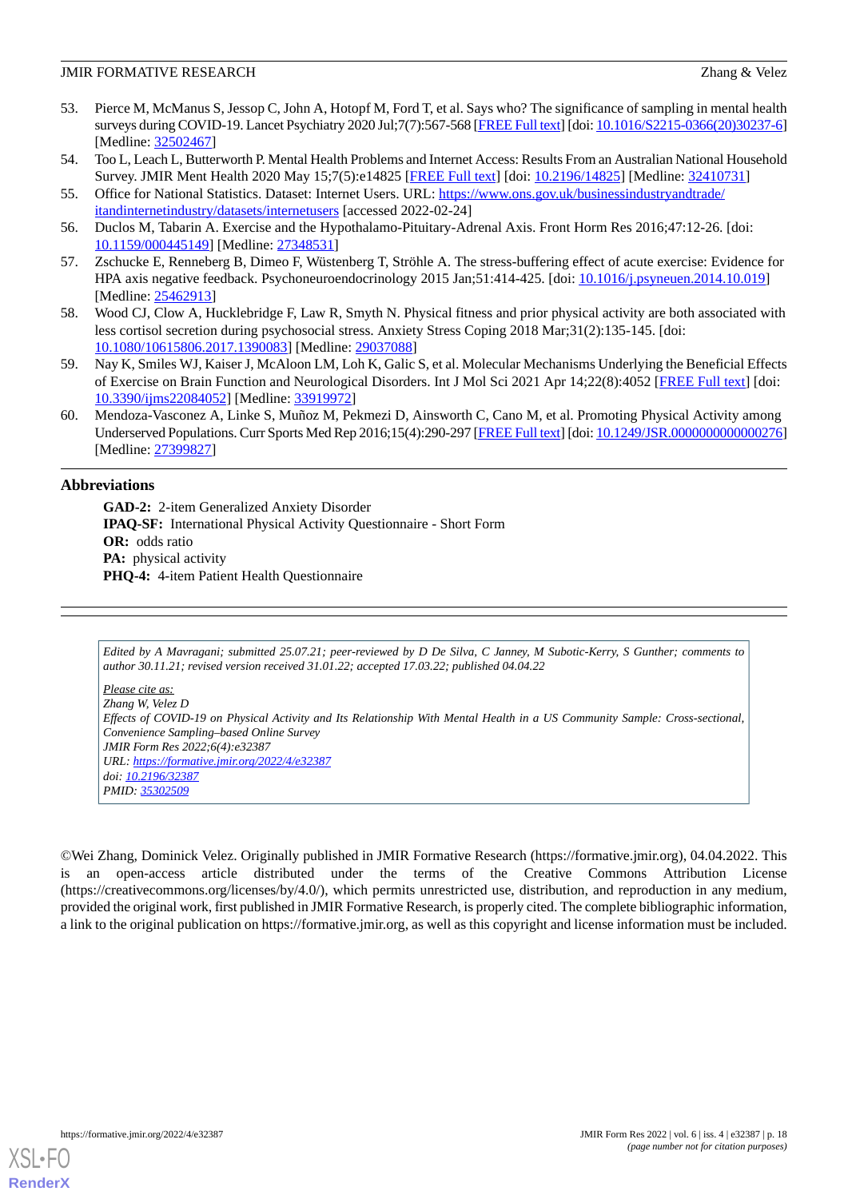53. Pierce M, McManus S, Jessop C, John A, Hotopf M, Ford T, et al. Says who? The significance of sampling in mental health surveys during COVID-19. Lancet Psychiatry 2020 Jul;7(7):567-568 [FREE Full text] [doi: 10.1016/S2215-0366(20)30237-6] [Medline: 32502467]
54. Too L, Leach L, Butterworth P. Mental Health Problems and Internet Access: Results From an Australian National Household Survey. JMIR Ment Health 2020 May 15;7(5):e14825 [FREE Full text] [doi: 10.2196/14825] [Medline: 32410731]
55. Office for National Statistics. Dataset: Internet Users. URL: https://www.ons.gov.uk/businessindustryandtrade/itandinternetindustry/datasets/internetusers [accessed 2022-02-24]
56. Duclos M, Tabarin A. Exercise and the Hypothalamo-Pituitary-Adrenal Axis. Front Horm Res 2016;47:12-26. [doi: 10.1159/000445149] [Medline: 27348531]
57. Zschucke E, Renneberg B, Dimeo F, Wüstenberg T, Ströhle A. The stress-buffering effect of acute exercise: Evidence for HPA axis negative feedback. Psychoneuroendocrinology 2015 Jan;51:414-425. [doi: 10.1016/j.psyneuen.2014.10.019] [Medline: 25462913]
58. Wood CJ, Clow A, Hucklebridge F, Law R, Smyth N. Physical fitness and prior physical activity are both associated with less cortisol secretion during psychosocial stress. Anxiety Stress Coping 2018 Mar;31(2):135-145. [doi: 10.1080/10615806.2017.1390083] [Medline: 29037088]
59. Nay K, Smiles WJ, Kaiser J, McAloon LM, Loh K, Galic S, et al. Molecular Mechanisms Underlying the Beneficial Effects of Exercise on Brain Function and Neurological Disorders. Int J Mol Sci 2021 Apr 14;22(8):4052 [FREE Full text] [doi: 10.3390/ijms22084052] [Medline: 33919972]
60. Mendoza-Vasconez A, Linke S, Muñoz M, Pekmezi D, Ainsworth C, Cano M, et al. Promoting Physical Activity among Underserved Populations. Curr Sports Med Rep 2016;15(4):290-297 [FREE Full text] [doi: 10.1249/JSR.0000000000000276] [Medline: 27399827]

## Abbreviations

**GAD-2:** 2-item Generalized Anxiety Disorder
**IPAQ-SF:** International Physical Activity Questionnaire - Short Form
**OR:** odds ratio
**PA:** physical activity
**PHQ-4:** 4-item Patient Health Questionnaire

*Edited by A Mavragani; submitted 25.07.21; peer-reviewed by D De Silva, C Janney, M Subotic-Kerry, S Gunther; comments to author 30.11.21; revised version received 31.01.22; accepted 17.03.22; published 04.04.22*

*Please cite as:*
*Zhang W, Velez D*
*Effects of COVID-19 on Physical Activity and Its Relationship With Mental Health in a US Community Sample: Cross-sectional, Convenience Sampling–based Online Survey*
*JMIR Form Res 2022;6(4):e32387*
*URL: https://formative.jmir.org/2022/4/e32387*
*doi: 10.2196/32387*
*PMID: 35302509*

©Wei Zhang, Dominick Velez. Originally published in JMIR Formative Research (https://formative.jmir.org), 04.04.2022. This is an open-access article distributed under the terms of the Creative Commons Attribution License (https://creativecommons.org/licenses/by/4.0/), which permits unrestricted use, distribution, and reproduction in any medium, provided the original work, first published in JMIR Formative Research, is properly cited. The complete bibliographic information, a link to the original publication on https://formative.jmir.org, as well as this copyright and license information must be included.